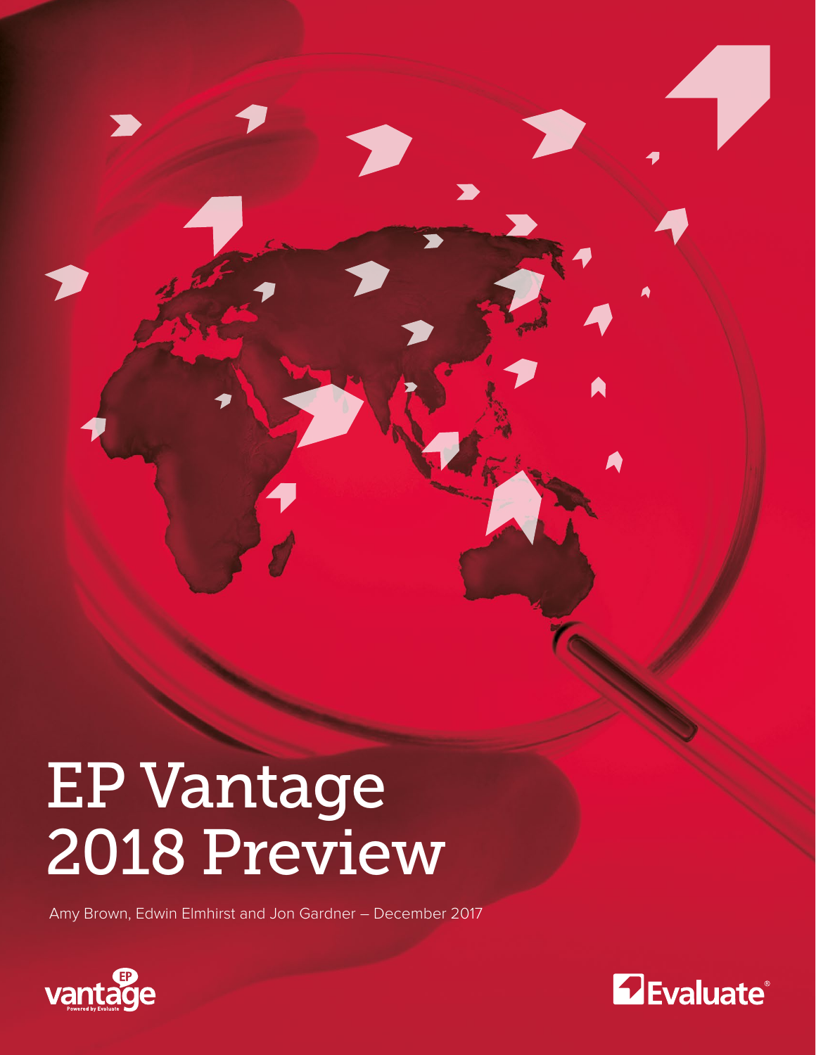# EP Vantage 2018 Preview

Amy Brown, Edwin Elmhirst and Jon Gardner – December 2017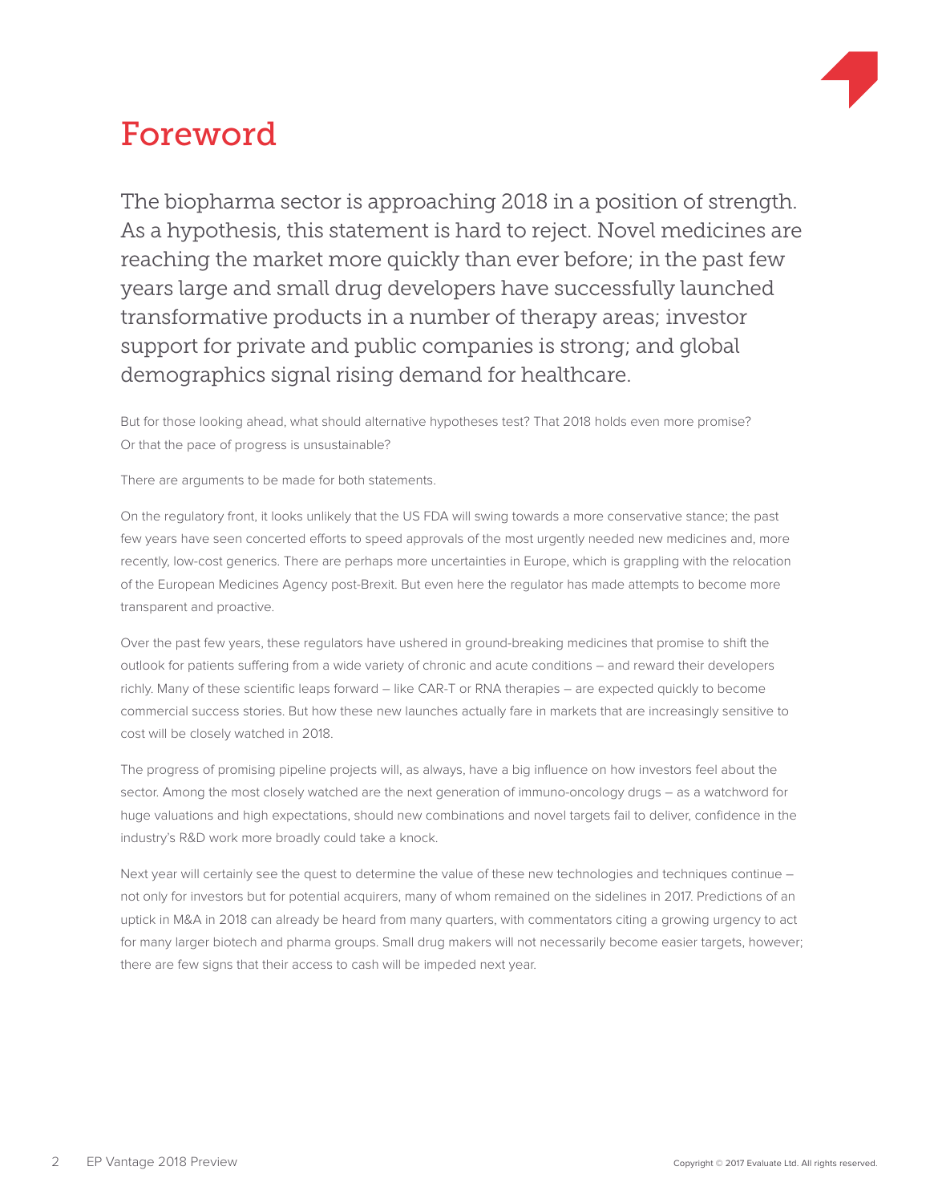# Foreword

The biopharma sector is approaching 2018 in a position of strength. As a hypothesis, this statement is hard to reject. Novel medicines are reaching the market more quickly than ever before; in the past few years large and small drug developers have successfully launched transformative products in a number of therapy areas; investor support for private and public companies is strong; and global demographics signal rising demand for healthcare.

But for those looking ahead, what should alternative hypotheses test? That 2018 holds even more promise? Or that the pace of progress is unsustainable?

There are arguments to be made for both statements.

On the regulatory front, it looks unlikely that the US FDA will swing towards a more conservative stance; the past few years have seen concerted efforts to speed approvals of the most urgently needed new medicines and, more recently, low-cost generics. There are perhaps more uncertainties in Europe, which is grappling with the relocation of the European Medicines Agency post-Brexit. But even here the regulator has made attempts to become more transparent and proactive.

Over the past few years, these regulators have ushered in ground-breaking medicines that promise to shift the outlook for patients suffering from a wide variety of chronic and acute conditions – and reward their developers richly. Many of these scientific leaps forward – like CAR-T or RNA therapies – are expected quickly to become commercial success stories. But how these new launches actually fare in markets that are increasingly sensitive to cost will be closely watched in 2018.

The progress of promising pipeline projects will, as always, have a big influence on how investors feel about the sector. Among the most closely watched are the next generation of immuno-oncology drugs – as a watchword for huge valuations and high expectations, should new combinations and novel targets fail to deliver, confidence in the industry's R&D work more broadly could take a knock.

Next year will certainly see the quest to determine the value of these new technologies and techniques continue – not only for investors but for potential acquirers, many of whom remained on the sidelines in 2017. Predictions of an uptick in M&A in 2018 can already be heard from many quarters, with commentators citing a growing urgency to act for many larger biotech and pharma groups. Small drug makers will not necessarily become easier targets, however; there are few signs that their access to cash will be impeded next year.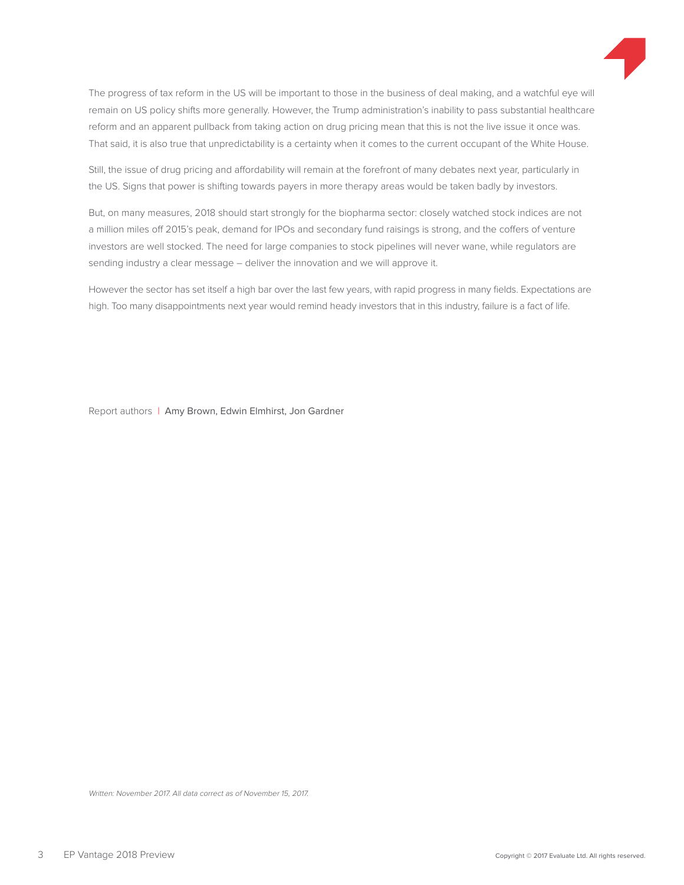The progress of tax reform in the US will be important to those in the business of deal making, and a watchful eye will remain on US policy shifts more generally. However, the Trump administration's inability to pass substantial healthcare reform and an apparent pullback from taking action on drug pricing mean that this is not the live issue it once was. That said, it is also true that unpredictability is a certainty when it comes to the current occupant of the White House.

Still, the issue of drug pricing and affordability will remain at the forefront of many debates next year, particularly in the US. Signs that power is shifting towards payers in more therapy areas would be taken badly by investors.

But, on many measures, 2018 should start strongly for the biopharma sector: closely watched stock indices are not a million miles off 2015's peak, demand for IPOs and secondary fund raisings is strong, and the coffers of venture investors are well stocked. The need for large companies to stock pipelines will never wane, while regulators are sending industry a clear message – deliver the innovation and we will approve it.

However the sector has set itself a high bar over the last few years, with rapid progress in many fields. Expectations are high. Too many disappointments next year would remind heady investors that in this industry, failure is a fact of life.

Report authors | Amy Brown, Edwin Elmhirst, Jon Gardner

*Written: November 2017. All data correct as of November 15, 2017.*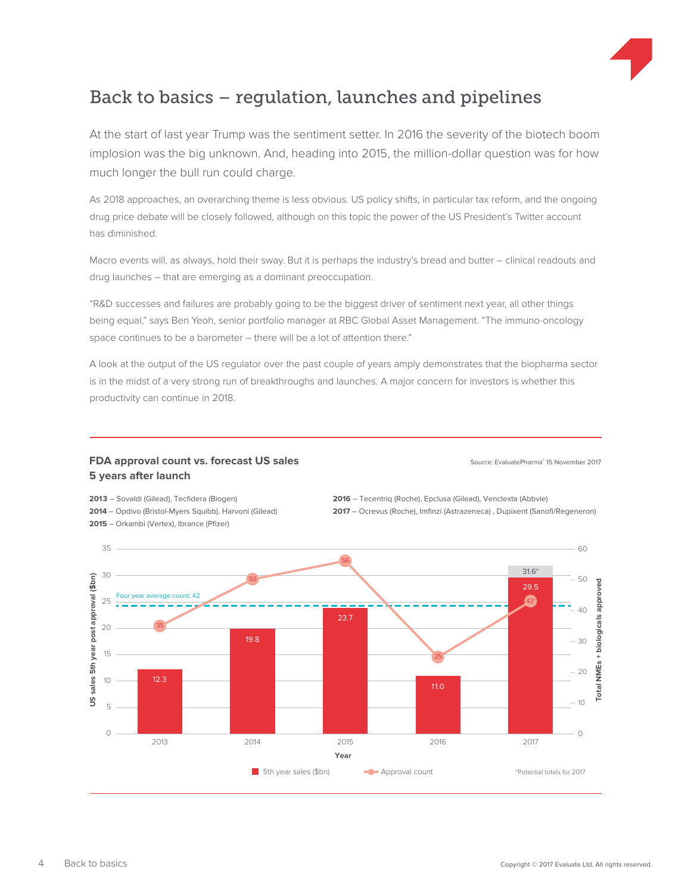# Back to basics – regulation, launches and pipelines

At the start of last year Trump was the sentiment setter. In 2016 the severity of the biotech boom implosion was the big unknown. And, heading into 2015, the million-dollar question was for how much longer the bull run could charge.

As 2018 approaches, an overarching theme is less obvious. US policy shifts, in particular tax reform, and the ongoing drug price debate will be closely followed, although on this topic the power of the US President's Twitter account has diminished.

Macro events will, as always, hold their sway. But it is perhaps the industry's bread and butter – clinical readouts and drug launches – that are emerging as a dominant preoccupation.

"R&D successes and failures are probably going to be the biggest driver of sentiment next year, all other things being equal," says Ben Yeoh, senior portfolio manager at RBC Global Asset Management. "The immuno-oncology space continues to be a barometer – there will be a lot of attention there."

A look at the output of the US regulator over the past couple of years amply demonstrates that the biopharma sector is in the midst of a very strong run of breakthroughs and launches. A major concern for investors is whether this productivity can continue in 2018.

**FDA approval count vs. forecast US sales 5 years after launch**

Source: EvaluatePharma® 15 November 2017

**2013** – Sovaldi (Gilead), Tecfidera (Biogen)
**2014** – Opdivo (Bristol-Myers Squibb), Harvoni (Gilead)
**2015** – Orkambi (Vertex), Ibrance (Pfizer)
**2016** – Tecentriq (Roche), Epclusa (Gilead), Venclexta (Abbvie)
**2017** – Ocrevus (Roche), Imfinzi (Astrazeneca) , Dupixent (Sanofi/Regeneron)

| Year | 5th year sales ($bn) | Approval count |
|---|---|---|
| 2013 | 12.3 | 35 |
| 2014 | 19.8 | 50 |
| 2015 | 23.7 | 56 |
| 2016 | 11.0 | 25 |
| 2017 | 29.5 (31.6*) | 43* |

Four year average count: 42

*Potential totals for 2017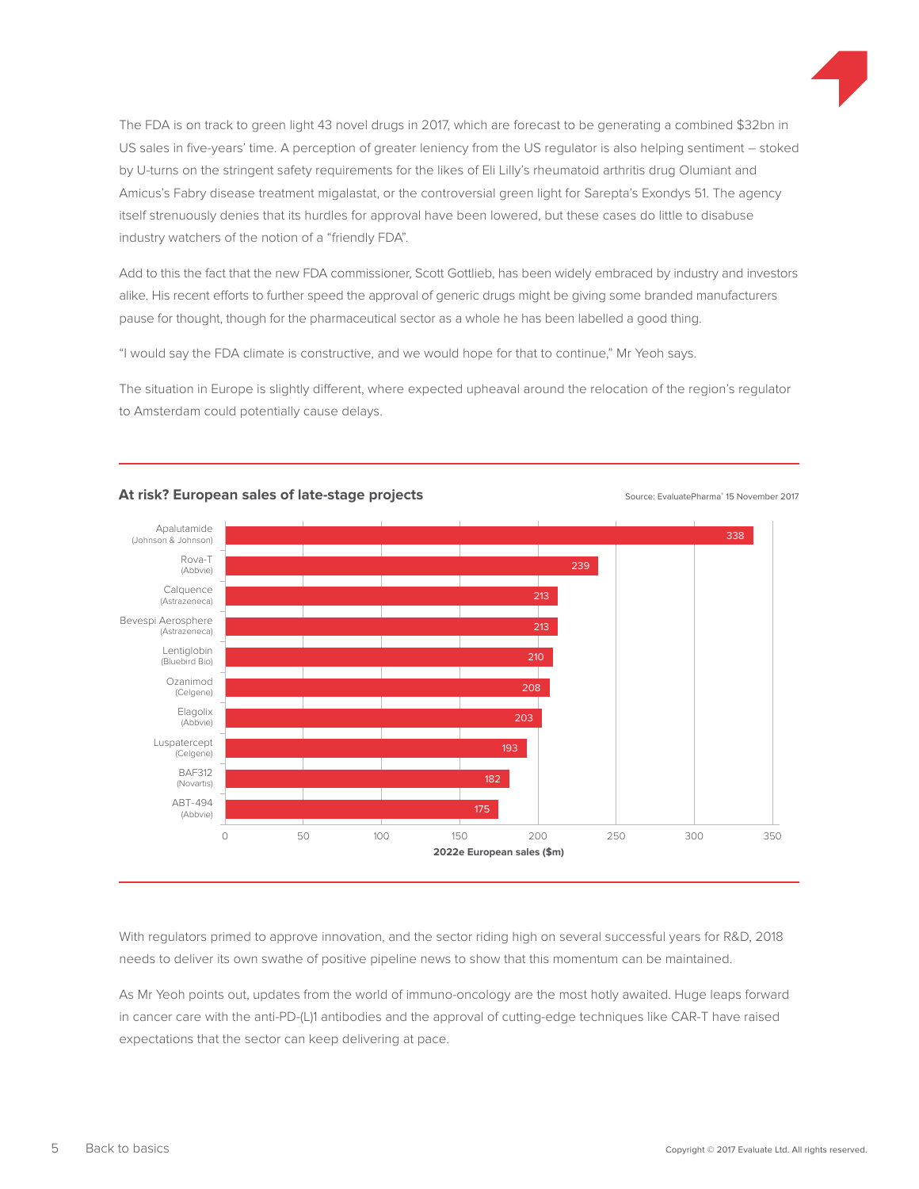The FDA is on track to green light 43 novel drugs in 2017, which are forecast to be generating a combined $32bn in US sales in five-years' time. A perception of greater leniency from the US regulator is also helping sentiment – stoked by U-turns on the stringent safety requirements for the likes of Eli Lilly's rheumatoid arthritis drug Olumiant and Amicus's Fabry disease treatment migalastat, or the controversial green light for Sarepta's Exondys 51. The agency itself strenuously denies that its hurdles for approval have been lowered, but these cases do little to disabuse industry watchers of the notion of a "friendly FDA".

Add to this the fact that the new FDA commissioner, Scott Gottlieb, has been widely embraced by industry and investors alike. His recent efforts to further speed the approval of generic drugs might be giving some branded manufacturers pause for thought, though for the pharmaceutical sector as a whole he has been labelled a good thing.

"I would say the FDA climate is constructive, and we would hope for that to continue," Mr Yeoh says.

The situation in Europe is slightly different, where expected upheaval around the relocation of the region's regulator to Amsterdam could potentially cause delays.

**At risk? European sales of late-stage projects**

Source: EvaluatePharma® 15 November 2017

| Project (Company) | 2022e European sales ($m) |
|---|---|
| Apalutamide (Johnson & Johnson) | 338 |
| Rova-T (Abbvie) | 239 |
| Calquence (Astrazeneca) | 213 |
| Bevespi Aerosphere (Astrazeneca) | 213 |
| Lentiglobin (Bluebird Bio) | 210 |
| Ozanimod (Celgene) | 208 |
| Elagolix (Abbvie) | 203 |
| Luspatercept (Celgene) | 193 |
| BAF312 (Novartis) | 182 |
| ABT-494 (Abbvie) | 175 |

With regulators primed to approve innovation, and the sector riding high on several successful years for R&D, 2018 needs to deliver its own swathe of positive pipeline news to show that this momentum can be maintained.

As Mr Yeoh points out, updates from the world of immuno-oncology are the most hotly awaited. Huge leaps forward in cancer care with the anti-PD-(L)1 antibodies and the approval of cutting-edge techniques like CAR-T have raised expectations that the sector can keep delivering at pace.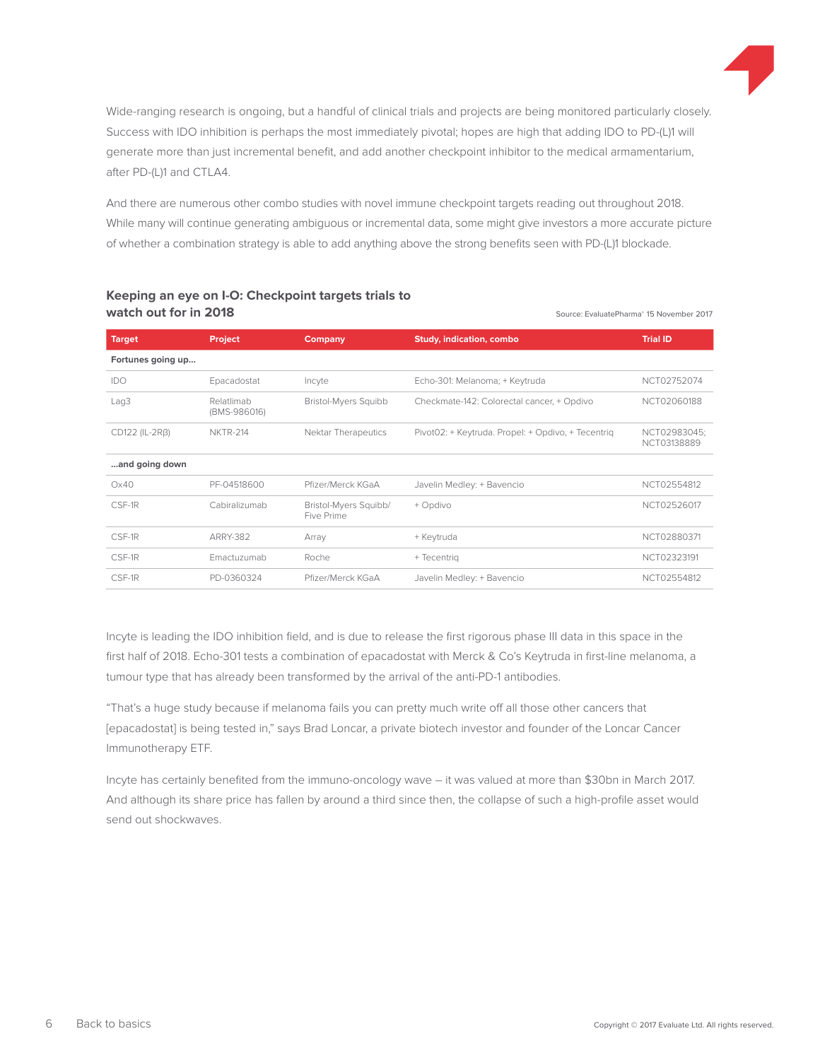Wide-ranging research is ongoing, but a handful of clinical trials and projects are being monitored particularly closely. Success with IDO inhibition is perhaps the most immediately pivotal; hopes are high that adding IDO to PD-(L)1 will generate more than just incremental benefit, and add another checkpoint inhibitor to the medical armamentarium, after PD-(L)1 and CTLA4.

And there are numerous other combo studies with novel immune checkpoint targets reading out throughout 2018. While many will continue generating ambiguous or incremental data, some might give investors a more accurate picture of whether a combination strategy is able to add anything above the strong benefits seen with PD-(L)1 blockade.

### Keeping an eye on I-O: Checkpoint targets trials to watch out for in 2018

Source: EvaluatePharma® 15 November 2017

| Target | Project | Company | Study, indication, combo | Trial ID |
|---|---|---|---|---|
| **Fortunes going up...** | | | | |
| IDO | Epacadostat | Incyte | Echo-301: Melanoma; + Keytruda | NCT02752074 |
| Lag3 | Relatlimab (BMS-986016) | Bristol-Myers Squibb | Checkmate-142: Colorectal cancer, + Opdivo | NCT02060188 |
| CD122 (IL-2Rβ) | NKTR-214 | Nektar Therapeutics | Pivot02: + Keytruda. Propel: + Opdivo, + Tecentriq | NCT02983045; NCT03138889 |
| **...and going down** | | | | |
| Ox40 | PF-04518600 | Pfizer/Merck KGaA | Javelin Medley: + Bavencio | NCT02554812 |
| CSF-1R | Cabiralizumab | Bristol-Myers Squibb/ Five Prime | + Opdivo | NCT02526017 |
| CSF-1R | ARRY-382 | Array | + Keytruda | NCT02880371 |
| CSF-1R | Emactuzumab | Roche | + Tecentriq | NCT02323191 |
| CSF-1R | PD-0360324 | Pfizer/Merck KGaA | Javelin Medley: + Bavencio | NCT02554812 |

Incyte is leading the IDO inhibition field, and is due to release the first rigorous phase III data in this space in the first half of 2018. Echo-301 tests a combination of epacadostat with Merck & Co's Keytruda in first-line melanoma, a tumour type that has already been transformed by the arrival of the anti-PD-1 antibodies.

"That's a huge study because if melanoma fails you can pretty much write off all those other cancers that [epacadostat] is being tested in," says Brad Loncar, a private biotech investor and founder of the Loncar Cancer Immunotherapy ETF.

Incyte has certainly benefited from the immuno-oncology wave – it was valued at more than $30bn in March 2017. And although its share price has fallen by around a third since then, the collapse of such a high-profile asset would send out shockwaves.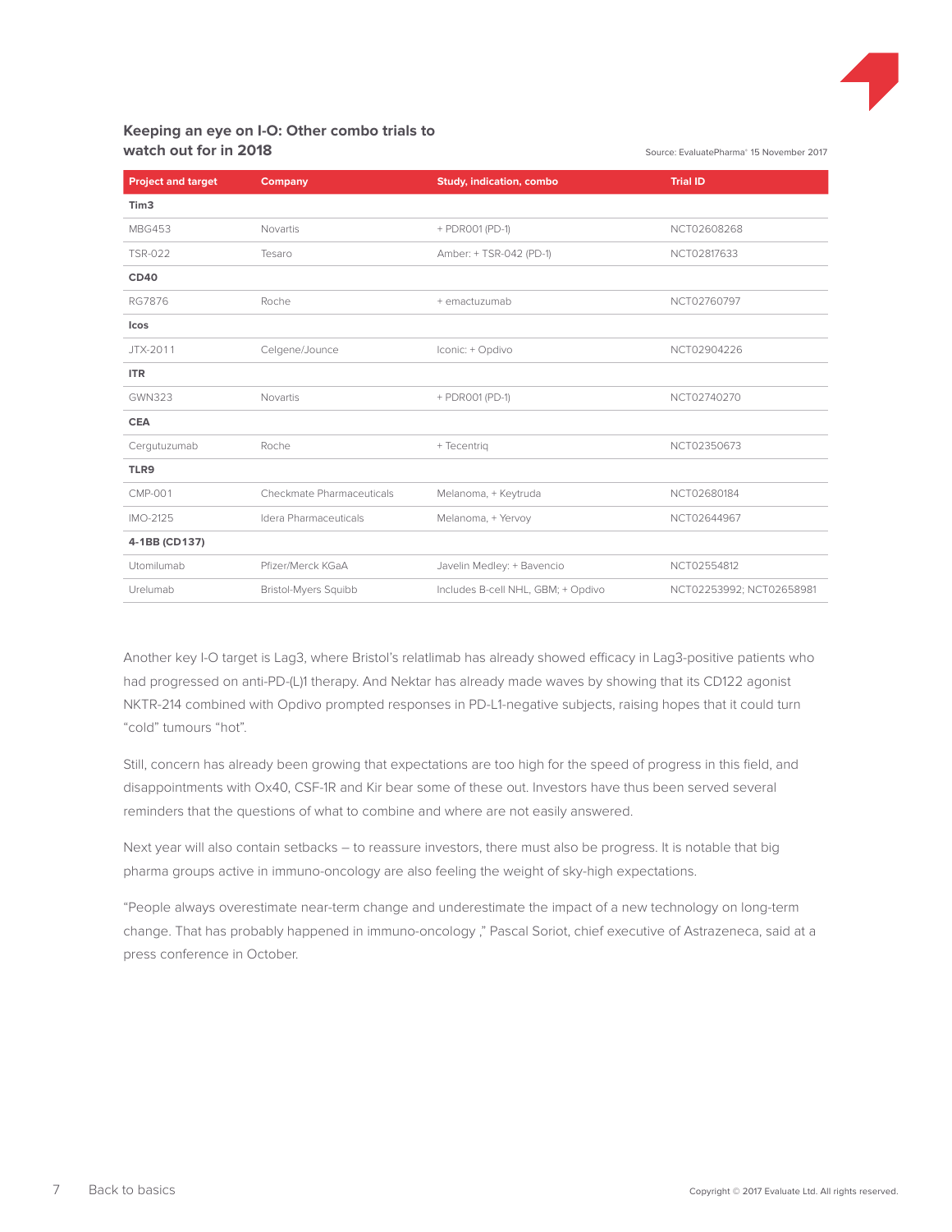### Keeping an eye on I-O: Other combo trials to watch out for in 2018

Source: EvaluatePharma® 15 November 2017

| Project and target | Company | Study, indication, combo | Trial ID |
|---|---|---|---|
| **Tim3** | | | |
| MBG453 | Novartis | + PDR001 (PD-1) | NCT02608268 |
| TSR-022 | Tesaro | Amber: + TSR-042 (PD-1) | NCT02817633 |
| **CD40** | | | |
| RG7876 | Roche | + emactuzumab | NCT02760797 |
| **Icos** | | | |
| JTX-2011 | Celgene/Jounce | Iconic: + Opdivo | NCT02904226 |
| **ITR** | | | |
| GWN323 | Novartis | + PDR001 (PD-1) | NCT02740270 |
| **CEA** | | | |
| Cergutuzumab | Roche | + Tecentriq | NCT02350673 |
| **TLR9** | | | |
| CMP-001 | Checkmate Pharmaceuticals | Melanoma, + Keytruda | NCT02680184 |
| IMO-2125 | Idera Pharmaceuticals | Melanoma, + Yervoy | NCT02644967 |
| **4-1BB (CD137)** | | | |
| Utomilumab | Pfizer/Merck KGaA | Javelin Medley: + Bavencio | NCT02554812 |
| Urelumab | Bristol-Myers Squibb | Includes B-cell NHL, GBM; + Opdivo | NCT02253992; NCT02658981 |

Another key I-O target is Lag3, where Bristol's relatlimab has already showed efficacy in Lag3-positive patients who had progressed on anti-PD-(L)1 therapy. And Nektar has already made waves by showing that its CD122 agonist NKTR-214 combined with Opdivo prompted responses in PD-L1-negative subjects, raising hopes that it could turn "cold" tumours "hot".

Still, concern has already been growing that expectations are too high for the speed of progress in this field, and disappointments with Ox40, CSF-1R and Kir bear some of these out. Investors have thus been served several reminders that the questions of what to combine and where are not easily answered.

Next year will also contain setbacks – to reassure investors, there must also be progress. It is notable that big pharma groups active in immuno-oncology are also feeling the weight of sky-high expectations.

"People always overestimate near-term change and underestimate the impact of a new technology on long-term change. That has probably happened in immuno-oncology ," Pascal Soriot, chief executive of Astrazeneca, said at a press conference in October.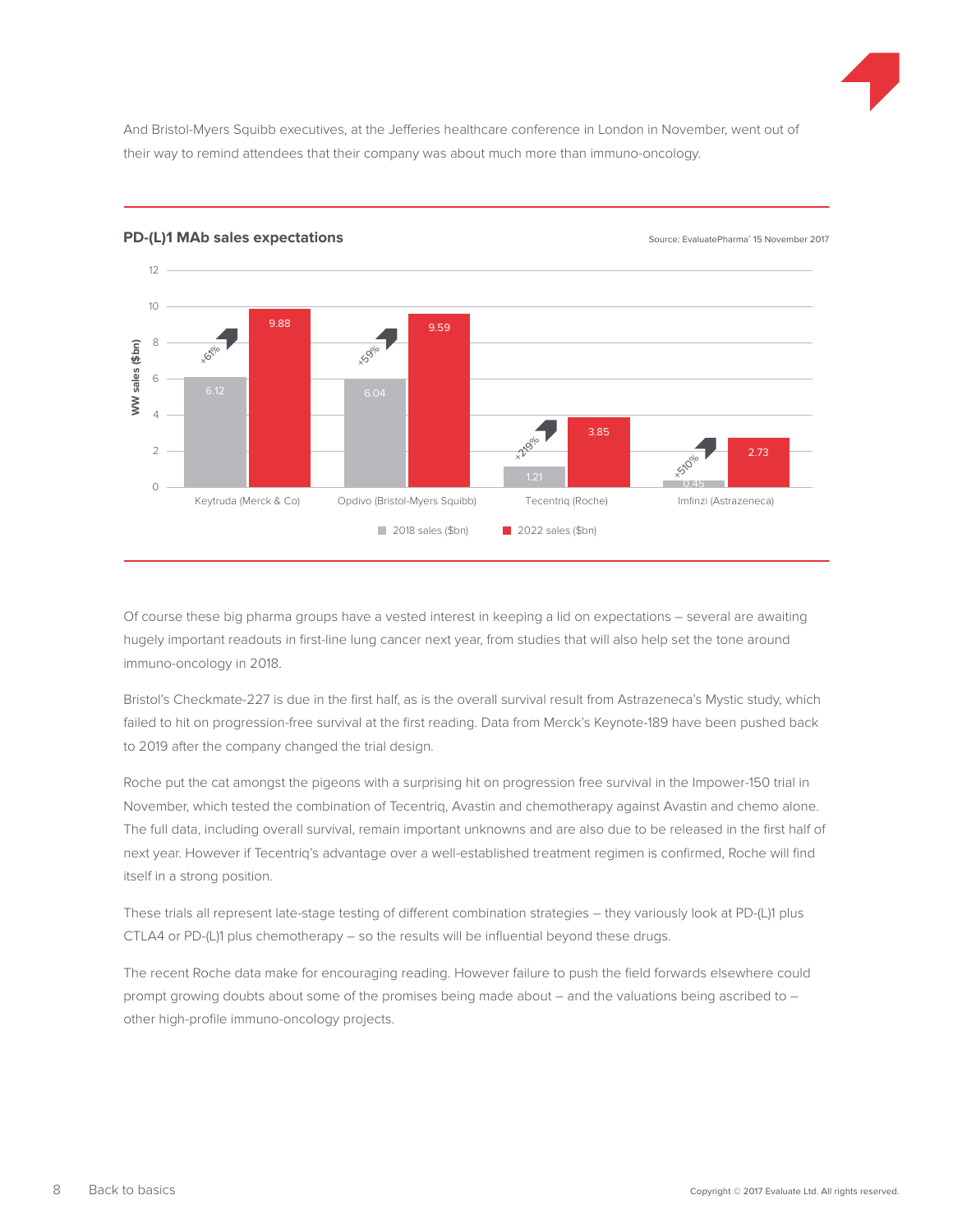And Bristol-Myers Squibb executives, at the Jefferies healthcare conference in London in November, went out of their way to remind attendees that their company was about much more than immuno-oncology.

**PD-(L)1 MAb sales expectations**

Source: EvaluatePharma® 15 November 2017

| Product | 2018 sales ($bn) | 2022 sales ($bn) | Change |
|---|---|---|---|
| Keytruda (Merck & Co) | 6.12 | 9.88 | +61% |
| Opdivo (Bristol-Myers Squibb) | 6.04 | 9.59 | +59% |
| Tecentriq (Roche) | 1.21 | 3.85 | +219% |
| Imfinzi (Astrazeneca) | 0.45 | 2.73 | +510% |

Of course these big pharma groups have a vested interest in keeping a lid on expectations – several are awaiting hugely important readouts in first-line lung cancer next year, from studies that will also help set the tone around immuno-oncology in 2018.

Bristol's Checkmate-227 is due in the first half, as is the overall survival result from Astrazeneca's Mystic study, which failed to hit on progression-free survival at the first reading. Data from Merck's Keynote-189 have been pushed back to 2019 after the company changed the trial design.

Roche put the cat amongst the pigeons with a surprising hit on progression free survival in the Impower-150 trial in November, which tested the combination of Tecentriq, Avastin and chemotherapy against Avastin and chemo alone. The full data, including overall survival, remain important unknowns and are also due to be released in the first half of next year. However if Tecentriq's advantage over a well-established treatment regimen is confirmed, Roche will find itself in a strong position.

These trials all represent late-stage testing of different combination strategies – they variously look at PD-(L)1 plus CTLA4 or PD-(L)1 plus chemotherapy – so the results will be influential beyond these drugs.

The recent Roche data make for encouraging reading. However failure to push the field forwards elsewhere could prompt growing doubts about some of the promises being made about – and the valuations being ascribed to – other high-profile immuno-oncology projects.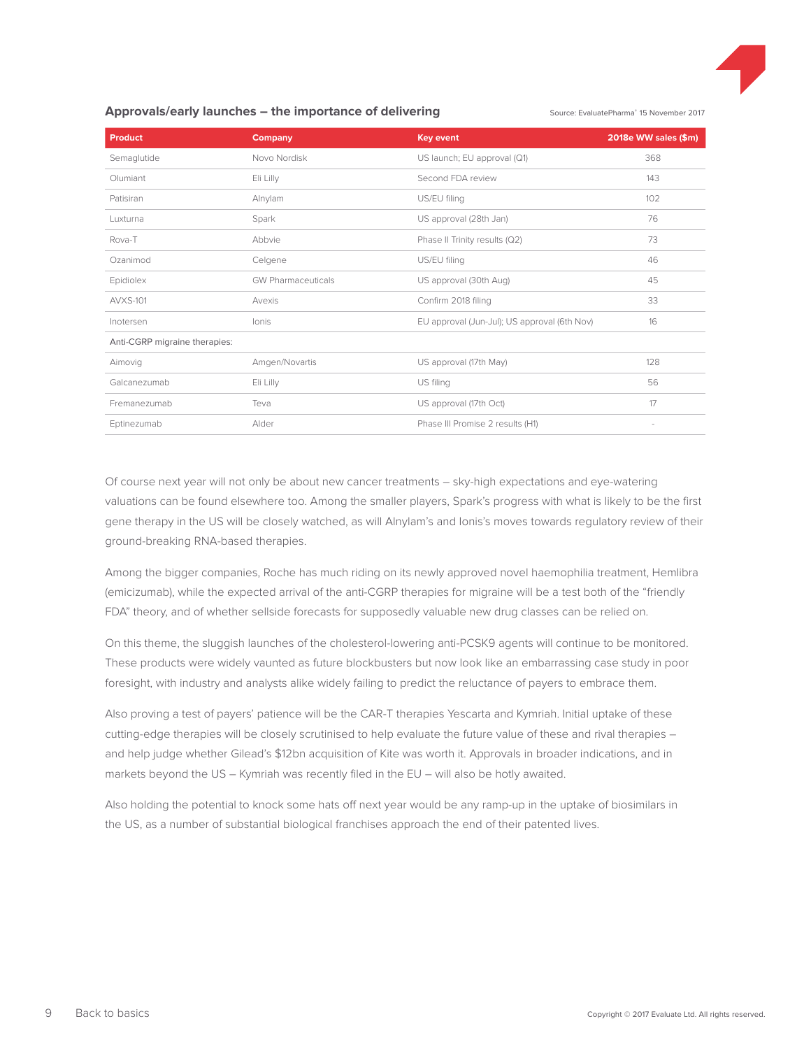### Approvals/early launches – the importance of delivering

Source: EvaluatePharma® 15 November 2017

| Product | Company | Key event | 2018e WW sales ($m) |
|---|---|---|---|
| Semaglutide | Novo Nordisk | US launch; EU approval (Q1) | 368 |
| Olumiant | Eli Lilly | Second FDA review | 143 |
| Patisiran | Alnylam | US/EU filing | 102 |
| Luxturna | Spark | US approval (28th Jan) | 76 |
| Rova-T | Abbvie | Phase II Trinity results (Q2) | 73 |
| Ozanimod | Celgene | US/EU filing | 46 |
| Epidiolex | GW Pharmaceuticals | US approval (30th Aug) | 45 |
| AVXS-101 | Avexis | Confirm 2018 filing | 33 |
| Inotersen | Ionis | EU approval (Jun-Jul); US approval (6th Nov) | 16 |
| Anti-CGRP migraine therapies: | | | |
| Aimovig | Amgen/Novartis | US approval (17th May) | 128 |
| Galcanezumab | Eli Lilly | US filing | 56 |
| Fremanezumab | Teva | US approval (17th Oct) | 17 |
| Eptinezumab | Alder | Phase III Promise 2 results (H1) | - |

Of course next year will not only be about new cancer treatments – sky-high expectations and eye-watering valuations can be found elsewhere too. Among the smaller players, Spark's progress with what is likely to be the first gene therapy in the US will be closely watched, as will Alnylam's and Ionis's moves towards regulatory review of their ground-breaking RNA-based therapies.

Among the bigger companies, Roche has much riding on its newly approved novel haemophilia treatment, Hemlibra (emicizumab), while the expected arrival of the anti-CGRP therapies for migraine will be a test both of the "friendly FDA" theory, and of whether sellside forecasts for supposedly valuable new drug classes can be relied on.

On this theme, the sluggish launches of the cholesterol-lowering anti-PCSK9 agents will continue to be monitored. These products were widely vaunted as future blockbusters but now look like an embarrassing case study in poor foresight, with industry and analysts alike widely failing to predict the reluctance of payers to embrace them.

Also proving a test of payers' patience will be the CAR-T therapies Yescarta and Kymriah. Initial uptake of these cutting-edge therapies will be closely scrutinised to help evaluate the future value of these and rival therapies – and help judge whether Gilead's $12bn acquisition of Kite was worth it. Approvals in broader indications, and in markets beyond the US – Kymriah was recently filed in the EU – will also be hotly awaited.

Also holding the potential to knock some hats off next year would be any ramp-up in the uptake of biosimilars in the US, as a number of substantial biological franchises approach the end of their patented lives.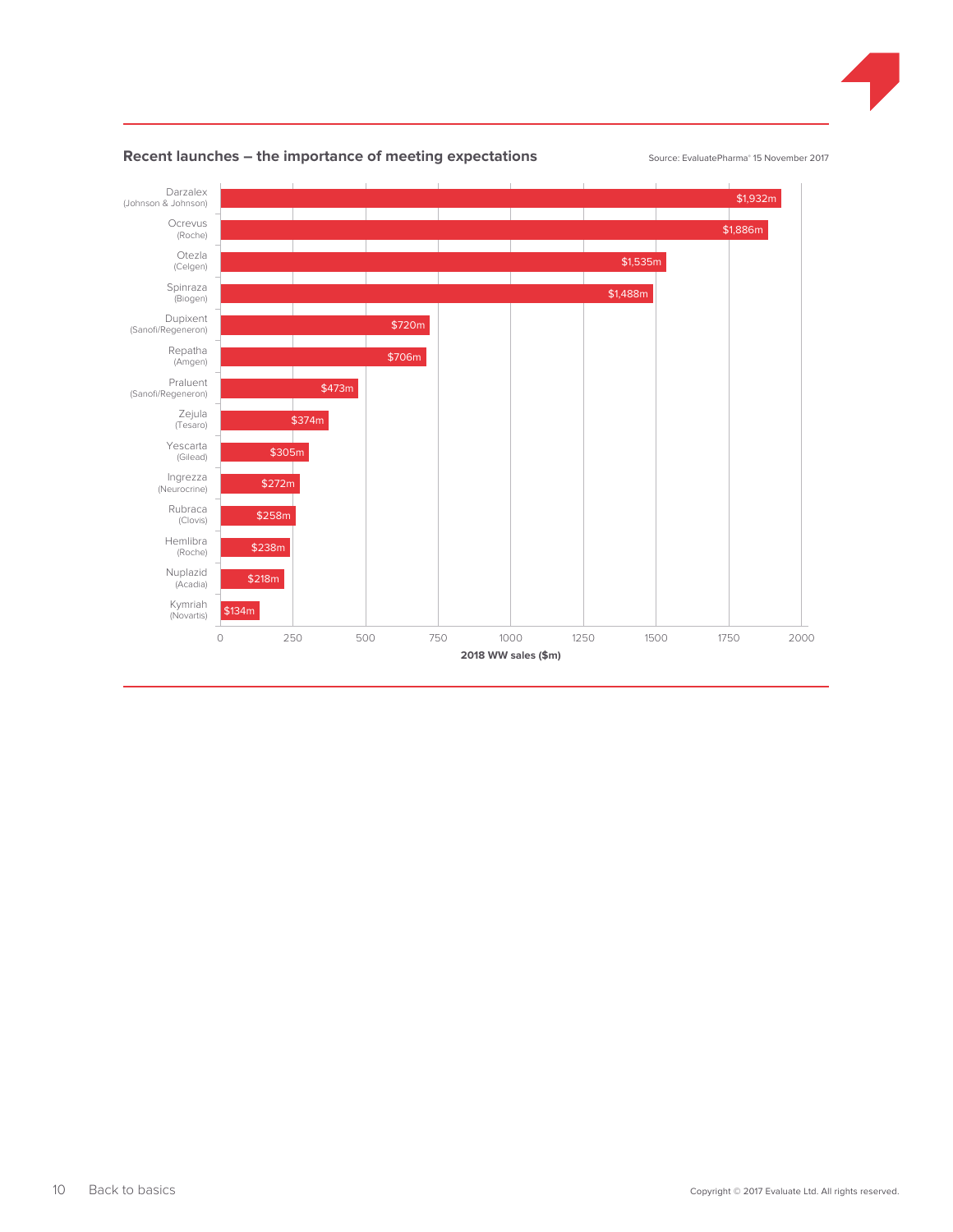## Recent launches – the importance of meeting expectations

Source: EvaluatePharma® 15 November 2017

| Product (Company) | 2018 WW sales ($m) |
|---|---|
| Darzalex (Johnson & Johnson) | $1,932m |
| Ocrevus (Roche) | $1,886m |
| Otezla (Celgen) | $1,535m |
| Spinraza (Biogen) | $1,488m |
| Dupixent (Sanofi/Regeneron) | $720m |
| Repatha (Amgen) | $706m |
| Praluent (Sanofi/Regeneron) | $473m |
| Zejula (Tesaro) | $374m |
| Yescarta (Gilead) | $305m |
| Ingrezza (Neurocrine) | $272m |
| Rubraca (Clovis) | $258m |
| Hemlibra (Roche) | $238m |
| Nuplazid (Acadia) | $218m |
| Kymriah (Novartis) | $134m |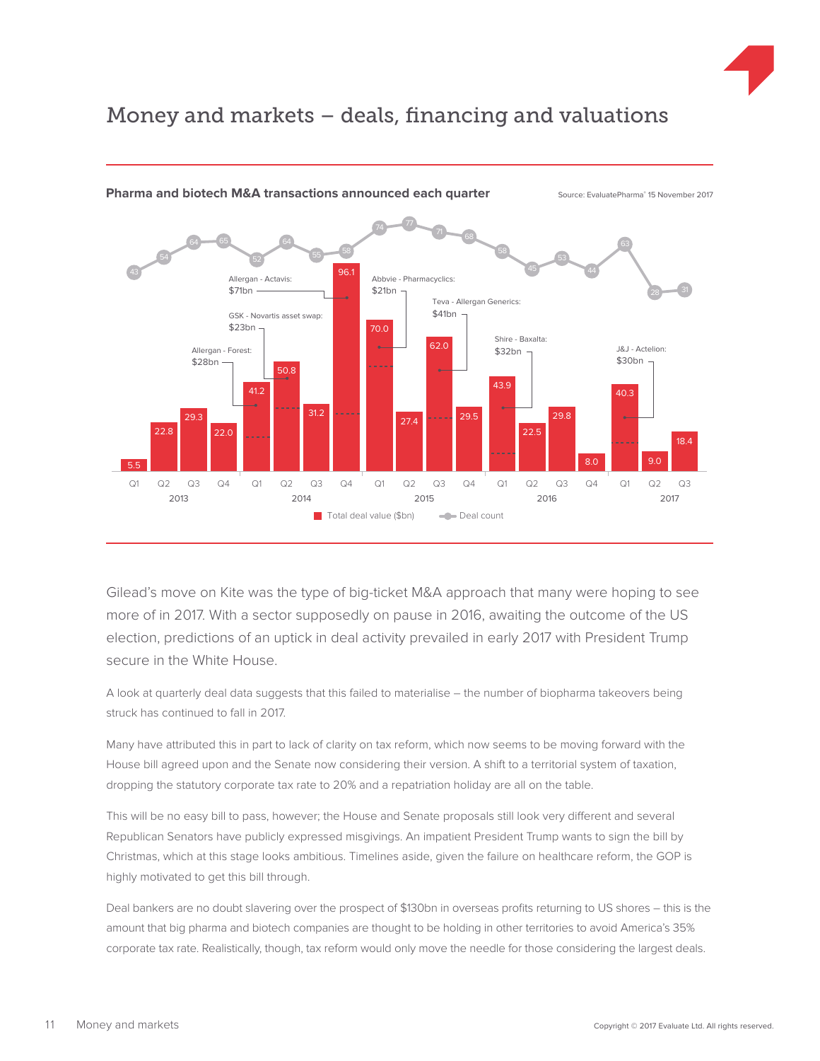# Money and markets – deals, financing and valuations

**Pharma and biotech M&A transactions announced each quarter**

Source: EvaluatePharma® 15 November 2017

| Year | Quarter | Total deal value ($bn) | Deal count |
|---|---|---|---|
| 2013 | Q1 | 5.5 | 43 |
| 2013 | Q2 | 22.8 | 54 |
| 2013 | Q3 | 29.3 | 64 |
| 2013 | Q4 | 22.0 | 65 |
| 2014 | Q1 | 41.2 | 52 |
| 2014 | Q2 | 50.8 | 64 |
| 2014 | Q3 | 31.2 | 55 |
| 2014 | Q4 | 96.1 | 58 |
| 2015 | Q1 | 70.0 | 74 |
| 2015 | Q2 | 27.4 | 77 |
| 2015 | Q3 | 62.0 | 71 |
| 2015 | Q4 | 29.5 | 68 |
| 2016 | Q1 | 43.9 | 58 |
| 2016 | Q2 | 22.5 | 45 |
| 2016 | Q3 | 29.8 | 53 |
| 2016 | Q4 | 8.0 | 44 |
| 2017 | Q1 | 40.3 | 63 |
| 2017 | Q2 | 9.0 | 28 |
| 2017 | Q3 | 18.4 | 31 |

Major deals annotated: Allergan - Forest: $28bn (Q1 2014); GSK - Novartis asset swap: $23bn (Q2 2014); Allergan - Actavis: $71bn (Q4 2014); Abbvie - Pharmacyclics: $21bn (Q1 2015); Teva - Allergan Generics: $41bn (Q3 2015); Shire - Baxalta: $32bn (Q1 2016); J&J - Actelion: $30bn (Q1 2017)

Gilead's move on Kite was the type of big-ticket M&A approach that many were hoping to see more of in 2017. With a sector supposedly on pause in 2016, awaiting the outcome of the US election, predictions of an uptick in deal activity prevailed in early 2017 with President Trump secure in the White House.

A look at quarterly deal data suggests that this failed to materialise – the number of biopharma takeovers being struck has continued to fall in 2017.

Many have attributed this in part to lack of clarity on tax reform, which now seems to be moving forward with the House bill agreed upon and the Senate now considering their version. A shift to a territorial system of taxation, dropping the statutory corporate tax rate to 20% and a repatriation holiday are all on the table.

This will be no easy bill to pass, however; the House and Senate proposals still look very different and several Republican Senators have publicly expressed misgivings. An impatient President Trump wants to sign the bill by Christmas, which at this stage looks ambitious. Timelines aside, given the failure on healthcare reform, the GOP is highly motivated to get this bill through.

Deal bankers are no doubt slavering over the prospect of $130bn in overseas profits returning to US shores – this is the amount that big pharma and biotech companies are thought to be holding in other territories to avoid America's 35% corporate tax rate. Realistically, though, tax reform would only move the needle for those considering the largest deals.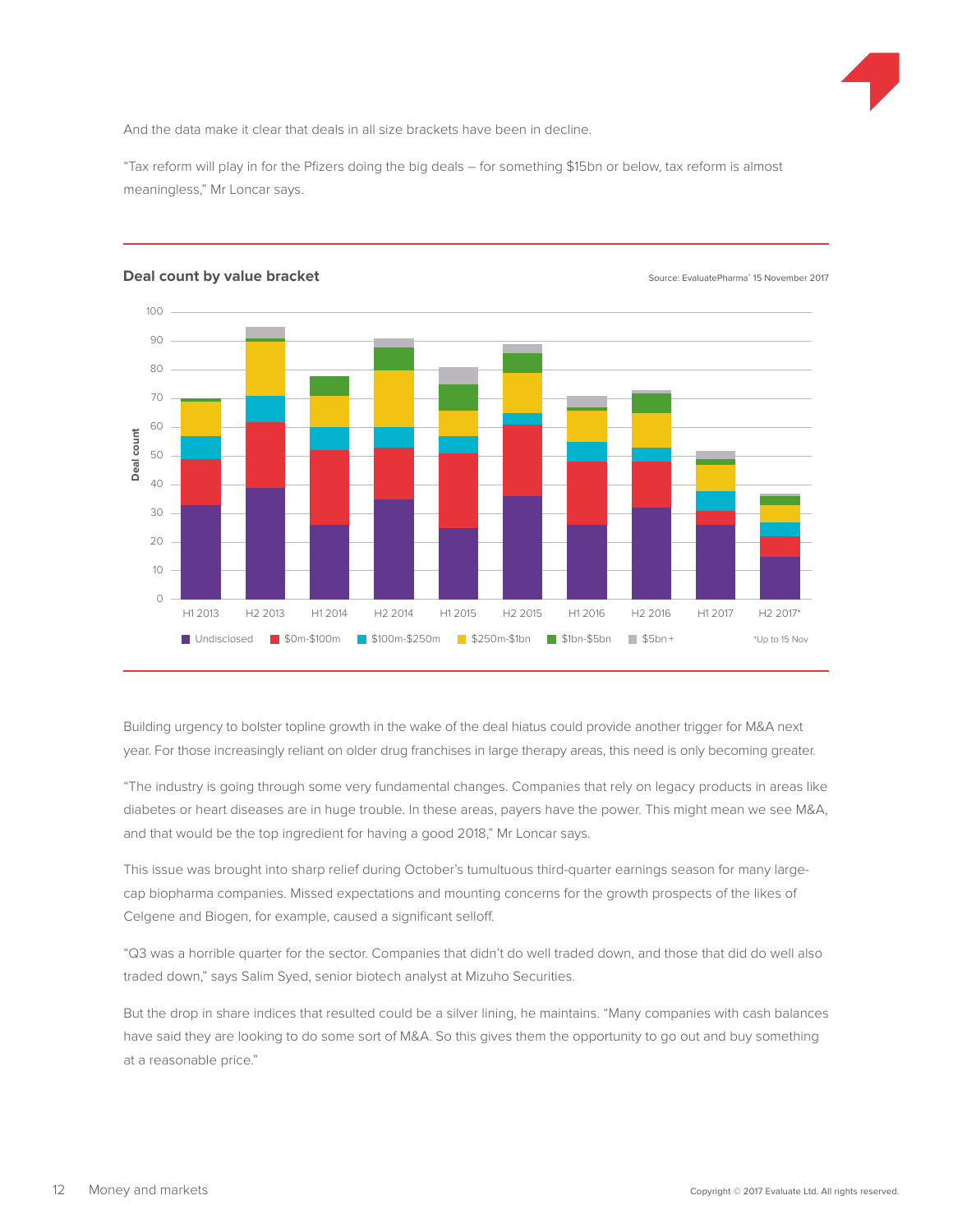And the data make it clear that deals in all size brackets have been in decline.

"Tax reform will play in for the Pfizers doing the big deals – for something $15bn or below, tax reform is almost meaningless," Mr Loncar says.

**Deal count by value bracket**

Source: EvaluatePharma® 15 November 2017

Deal count: 0, 10, 20, 30, 40, 50, 60, 70, 80, 90, 100

H1 2013, H2 2013, H1 2014, H2 2014, H1 2015, H2 2015, H1 2016, H2 2016, H1 2017, H2 2017*

Undisclosed, $0m-$100m, $100m-$250m, $250m-$1bn, $1bn-$5bn, $5bn+

*Up to 15 Nov

Building urgency to bolster topline growth in the wake of the deal hiatus could provide another trigger for M&A next year. For those increasingly reliant on older drug franchises in large therapy areas, this need is only becoming greater.

"The industry is going through some very fundamental changes. Companies that rely on legacy products in areas like diabetes or heart diseases are in huge trouble. In these areas, payers have the power. This might mean we see M&A, and that would be the top ingredient for having a good 2018," Mr Loncar says.

This issue was brought into sharp relief during October's tumultuous third-quarter earnings season for many large-cap biopharma companies. Missed expectations and mounting concerns for the growth prospects of the likes of Celgene and Biogen, for example, caused a significant selloff.

"Q3 was a horrible quarter for the sector. Companies that didn't do well traded down, and those that did do well also traded down," says Salim Syed, senior biotech analyst at Mizuho Securities.

But the drop in share indices that resulted could be a silver lining, he maintains. "Many companies with cash balances have said they are looking to do some sort of M&A. So this gives them the opportunity to go out and buy something at a reasonable price."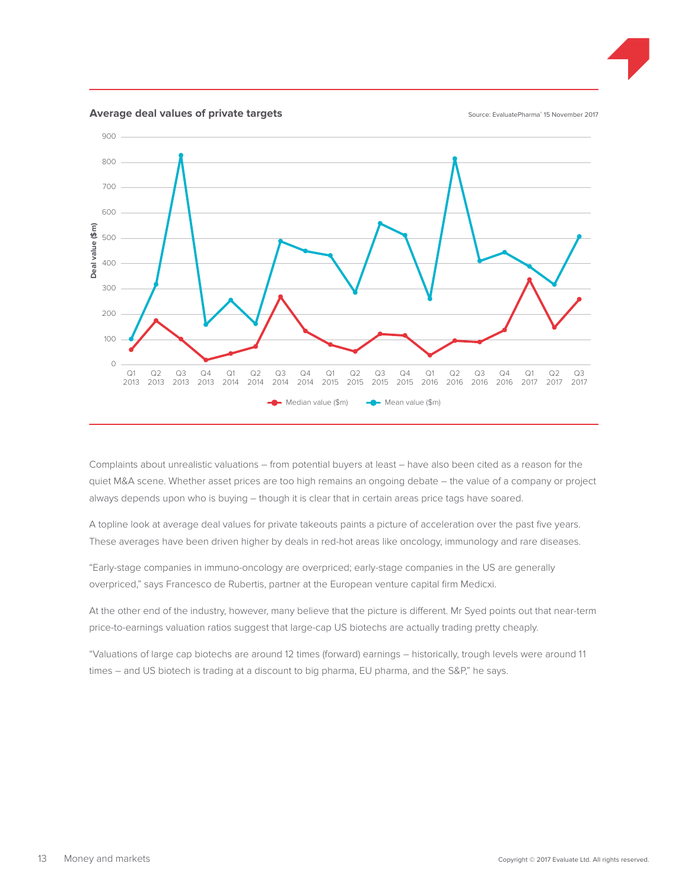**Average deal values of private targets**

Source: EvaluatePharma® 15 November 2017

Complaints about unrealistic valuations – from potential buyers at least – have also been cited as a reason for the quiet M&A scene. Whether asset prices are too high remains an ongoing debate – the value of a company or project always depends upon who is buying – though it is clear that in certain areas price tags have soared.

A topline look at average deal values for private takeouts paints a picture of acceleration over the past five years. These averages have been driven higher by deals in red-hot areas like oncology, immunology and rare diseases.

"Early-stage companies in immuno-oncology are overpriced; early-stage companies in the US are generally overpriced," says Francesco de Rubertis, partner at the European venture capital firm Medicxi.

At the other end of the industry, however, many believe that the picture is different. Mr Syed points out that near-term price-to-earnings valuation ratios suggest that large-cap US biotechs are actually trading pretty cheaply.

"Valuations of large cap biotechs are around 12 times (forward) earnings – historically, trough levels were around 11 times – and US biotech is trading at a discount to big pharma, EU pharma, and the S&P," he says.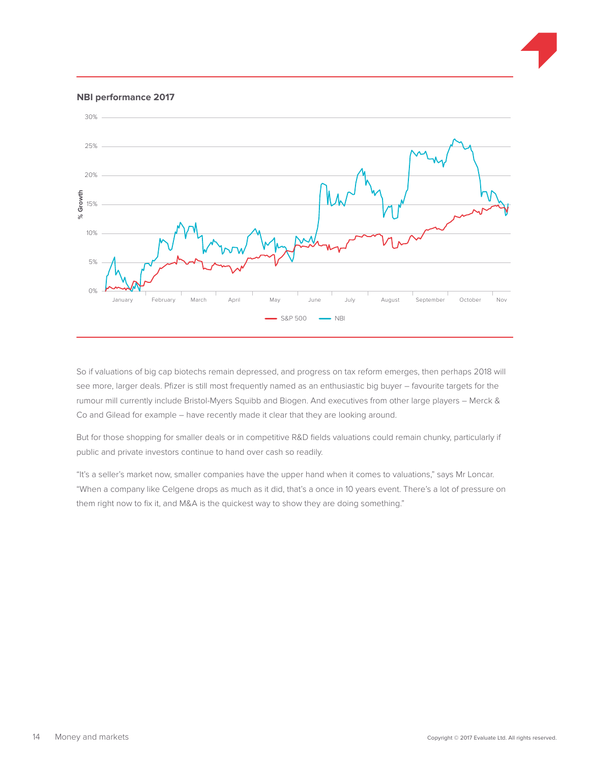**NBI performance 2017**

So if valuations of big cap biotechs remain depressed, and progress on tax reform emerges, then perhaps 2018 will see more, larger deals. Pfizer is still most frequently named as an enthusiastic big buyer – favourite targets for the rumour mill currently include Bristol-Myers Squibb and Biogen. And executives from other large players – Merck & Co and Gilead for example – have recently made it clear that they are looking around.

But for those shopping for smaller deals or in competitive R&D fields valuations could remain chunky, particularly if public and private investors continue to hand over cash so readily.

"It's a seller's market now, smaller companies have the upper hand when it comes to valuations," says Mr Loncar. "When a company like Celgene drops as much as it did, that's a once in 10 years event. There's a lot of pressure on them right now to fix it, and M&A is the quickest way to show they are doing something."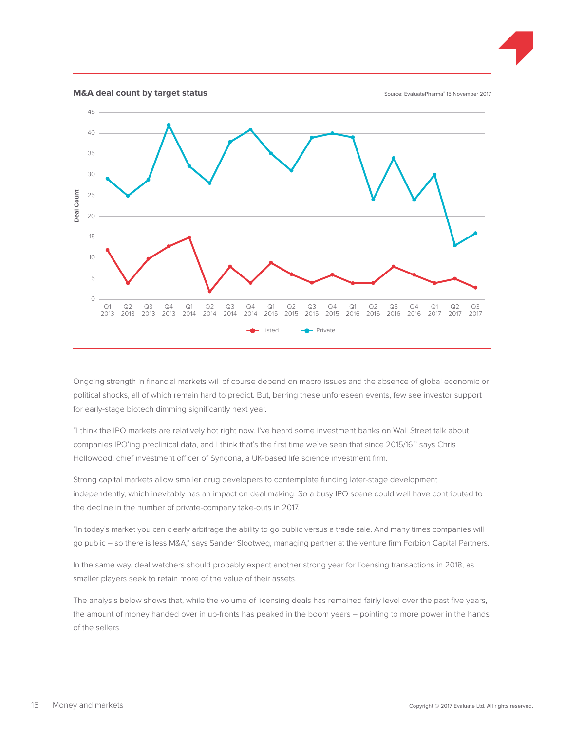**M&A deal count by target status**

Source: EvaluatePharma® 15 November 2017

Ongoing strength in financial markets will of course depend on macro issues and the absence of global economic or political shocks, all of which remain hard to predict. But, barring these unforeseen events, few see investor support for early-stage biotech dimming significantly next year.

"I think the IPO markets are relatively hot right now. I've heard some investment banks on Wall Street talk about companies IPO'ing preclinical data, and I think that's the first time we've seen that since 2015/16," says Chris Hollowood, chief investment officer of Syncona, a UK-based life science investment firm.

Strong capital markets allow smaller drug developers to contemplate funding later-stage development independently, which inevitably has an impact on deal making. So a busy IPO scene could well have contributed to the decline in the number of private-company take-outs in 2017.

"In today's market you can clearly arbitrage the ability to go public versus a trade sale. And many times companies will go public – so there is less M&A," says Sander Slootweg, managing partner at the venture firm Forbion Capital Partners.

In the same way, deal watchers should probably expect another strong year for licensing transactions in 2018, as smaller players seek to retain more of the value of their assets.

The analysis below shows that, while the volume of licensing deals has remained fairly level over the past five years, the amount of money handed over in up-fronts has peaked in the boom years – pointing to more power in the hands of the sellers.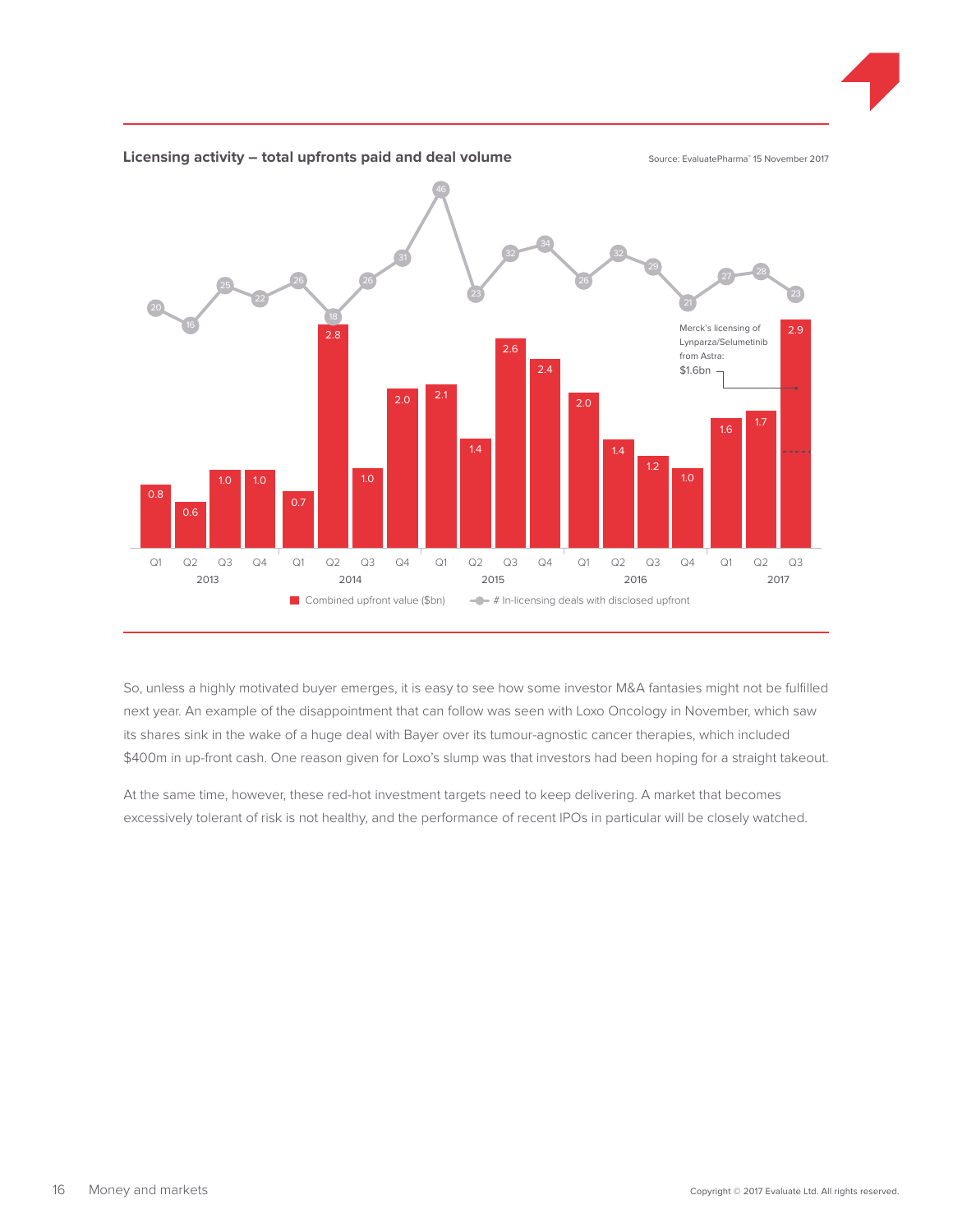**Licensing activity – total upfronts paid and deal volume**

Source: EvaluatePharma® 15 November 2017

| Year | Quarter | Combined upfront value ($bn) | # In-licensing deals with disclosed upfront |
|---|---|---|---|
| 2013 | Q1 | 0.8 | 20 |
| 2013 | Q2 | 0.6 | 16 |
| 2013 | Q3 | 1.0 | 25 |
| 2013 | Q4 | 1.0 | 22 |
| 2014 | Q1 | 0.7 | 26 |
| 2014 | Q2 | 2.8 | 18 |
| 2014 | Q3 | 1.0 | 26 |
| 2014 | Q4 | 2.0 | 31 |
| 2015 | Q1 | 2.1 | 46 |
| 2015 | Q2 | 1.4 | 23 |
| 2015 | Q3 | 2.6 | 32 |
| 2015 | Q4 | 2.4 | 34 |
| 2016 | Q1 | 2.0 | 26 |
| 2016 | Q2 | 1.4 | 32 |
| 2016 | Q3 | 1.2 | 29 |
| 2016 | Q4 | 1.0 | 21 |
| 2017 | Q1 | 1.6 | 27 |
| 2017 | Q2 | 1.7 | 28 |
| 2017 | Q3 | 2.9 | 23 |

Merck's licensing of Lynparza/Selumetinib from Astra: $1.6bn

So, unless a highly motivated buyer emerges, it is easy to see how some investor M&A fantasies might not be fulfilled next year. An example of the disappointment that can follow was seen with Loxo Oncology in November, which saw its shares sink in the wake of a huge deal with Bayer over its tumour-agnostic cancer therapies, which included $400m in up-front cash. One reason given for Loxo's slump was that investors had been hoping for a straight takeout.

At the same time, however, these red-hot investment targets need to keep delivering. A market that becomes excessively tolerant of risk is not healthy, and the performance of recent IPOs in particular will be closely watched.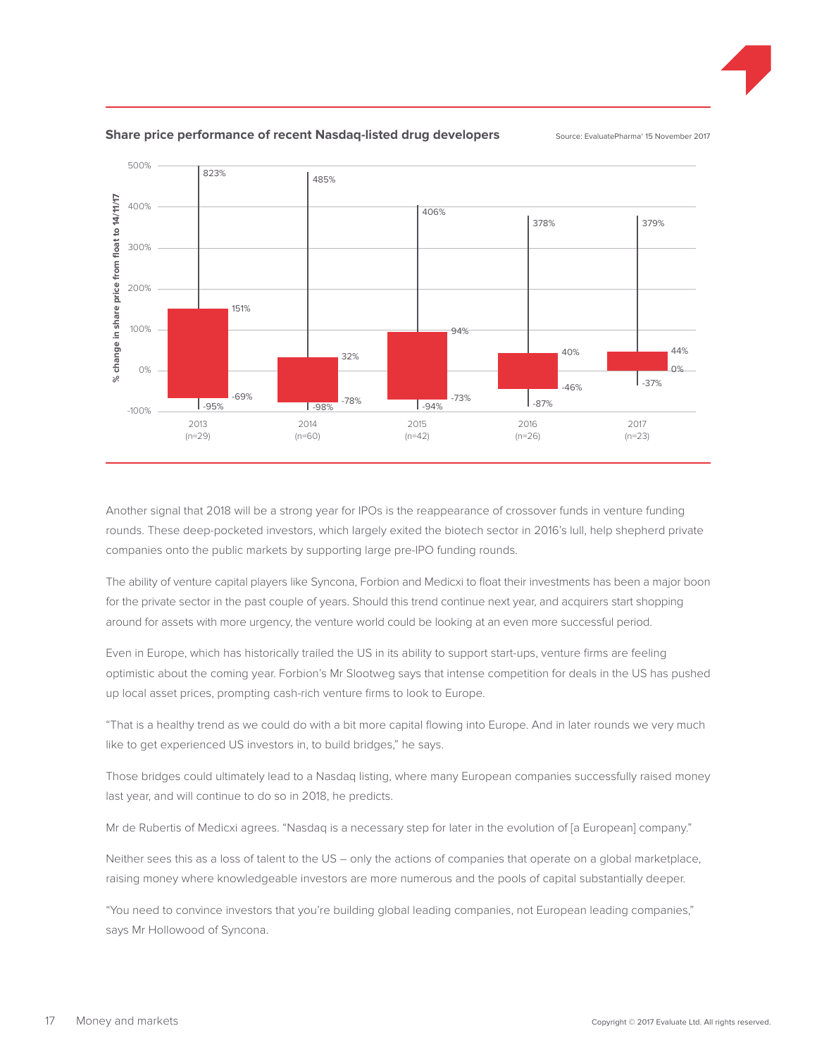**Share price performance of recent Nasdaq-listed drug developers**

Source: EvaluatePharma® 15 November 2017

| Year | Max | Upper quartile | Lower quartile | Min |
|---|---|---|---|---|
| 2013 (n=29) | 823% | 151% | -69% | -95% |
| 2014 (n=60) | 485% | 32% | -78% | -98% |
| 2015 (n=42) | 406% | 94% | -73% | -94% |
| 2016 (n=26) | 378% | 40% | -46% | -87% |
| 2017 (n=23) | 379% | 44% | 0% | -37% |

% change in share price from float to 14/11/17

Another signal that 2018 will be a strong year for IPOs is the reappearance of crossover funds in venture funding rounds. These deep-pocketed investors, which largely exited the biotech sector in 2016's lull, help shepherd private companies onto the public markets by supporting large pre-IPO funding rounds.

The ability of venture capital players like Syncona, Forbion and Medicxi to float their investments has been a major boon for the private sector in the past couple of years. Should this trend continue next year, and acquirers start shopping around for assets with more urgency, the venture world could be looking at an even more successful period.

Even in Europe, which has historically trailed the US in its ability to support start-ups, venture firms are feeling optimistic about the coming year. Forbion's Mr Slootweg says that intense competition for deals in the US has pushed up local asset prices, prompting cash-rich venture firms to look to Europe.

"That is a healthy trend as we could do with a bit more capital flowing into Europe. And in later rounds we very much like to get experienced US investors in, to build bridges," he says.

Those bridges could ultimately lead to a Nasdaq listing, where many European companies successfully raised money last year, and will continue to do so in 2018, he predicts.

Mr de Rubertis of Medicxi agrees. "Nasdaq is a necessary step for later in the evolution of [a European] company."

Neither sees this as a loss of talent to the US – only the actions of companies that operate on a global marketplace, raising money where knowledgeable investors are more numerous and the pools of capital substantially deeper.

"You need to convince investors that you're building global leading companies, not European leading companies," says Mr Hollowood of Syncona.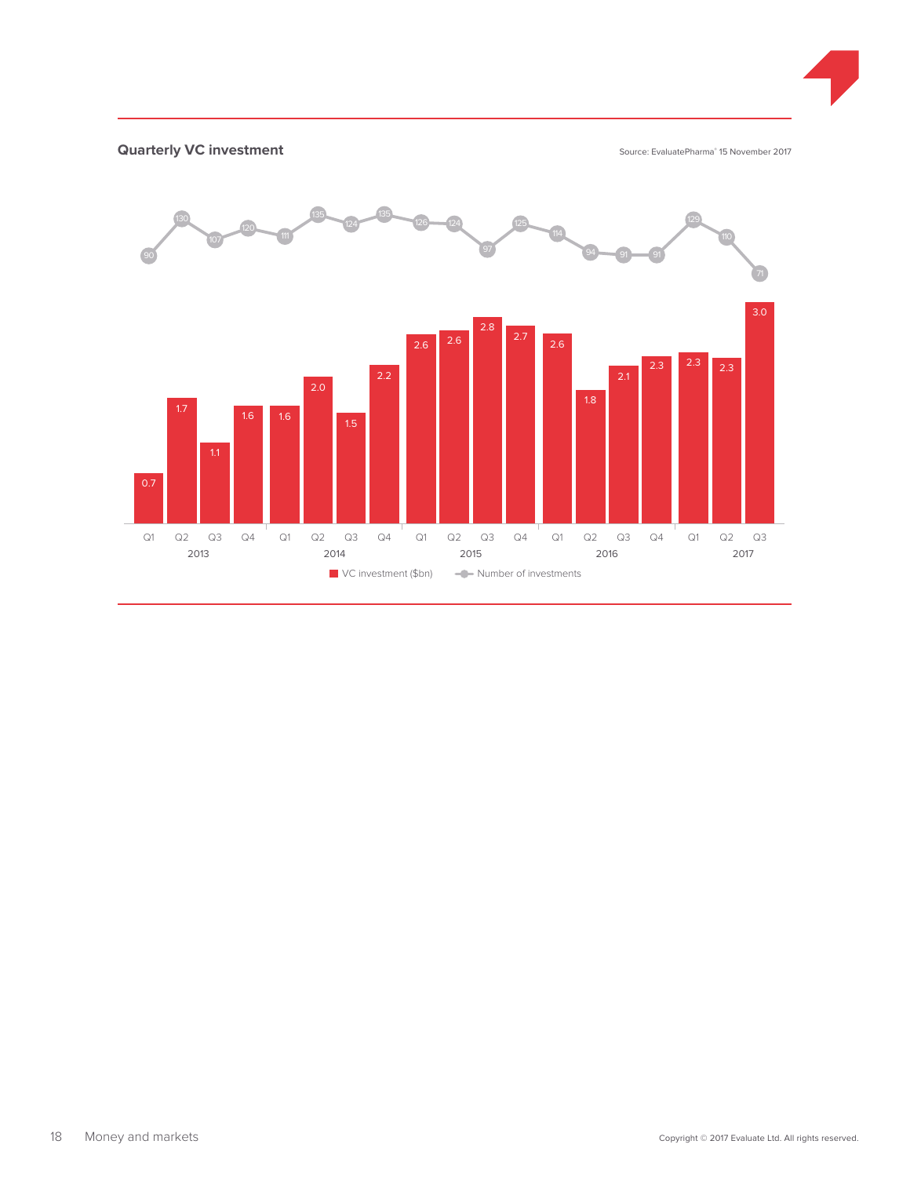### Quarterly VC investment

Source: EvaluatePharma® 15 November 2017

| Year | Quarter | VC investment ($bn) | Number of investments |
|---|---|---|---|
| 2013 | Q1 | 0.7 | 90 |
| 2013 | Q2 | 1.7 | 130 |
| 2013 | Q3 | 1.1 | 107 |
| 2013 | Q4 | 1.6 | 120 |
| 2014 | Q1 | 1.6 | 111 |
| 2014 | Q2 | 2.0 | 135 |
| 2014 | Q3 | 1.5 | 124 |
| 2014 | Q4 | 2.2 | 135 |
| 2015 | Q1 | 2.6 | 126 |
| 2015 | Q2 | 2.6 | 124 |
| 2015 | Q3 | 2.8 | 97 |
| 2015 | Q4 | 2.7 | 125 |
| 2016 | Q1 | 2.6 | 114 |
| 2016 | Q2 | 1.8 | 94 |
| 2016 | Q3 | 2.1 | 91 |
| 2016 | Q4 | 2.3 | 91 |
| 2017 | Q1 | 2.3 | 129 |
| 2017 | Q2 | 2.3 | 110 |
| 2017 | Q3 | 3.0 | 71 |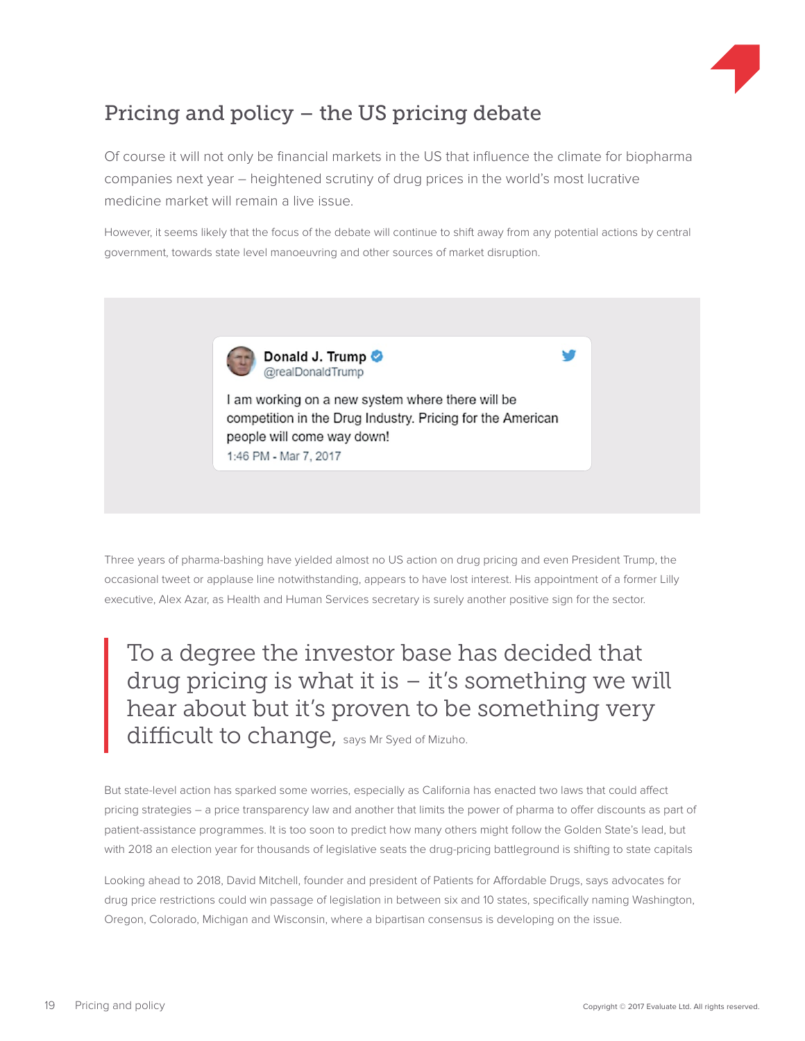## Pricing and policy – the US pricing debate

Of course it will not only be financial markets in the US that influence the climate for biopharma companies next year – heightened scrutiny of drug prices in the world's most lucrative medicine market will remain a live issue.

However, it seems likely that the focus of the debate will continue to shift away from any potential actions by central government, towards state level manoeuvring and other sources of market disruption.

> **Donald J. Trump** @realDonaldTrump
>
> I am working on a new system where there will be competition in the Drug Industry. Pricing for the American people will come way down!
>
> 1:46 PM - Mar 7, 2017

Three years of pharma-bashing have yielded almost no US action on drug pricing and even President Trump, the occasional tweet or applause line notwithstanding, appears to have lost interest. His appointment of a former Lilly executive, Alex Azar, as Health and Human Services secretary is surely another positive sign for the sector.

> To a degree the investor base has decided that drug pricing is what it is – it's something we will hear about but it's proven to be something very difficult to change, says Mr Syed of Mizuho.

But state-level action has sparked some worries, especially as California has enacted two laws that could affect pricing strategies – a price transparency law and another that limits the power of pharma to offer discounts as part of patient-assistance programmes. It is too soon to predict how many others might follow the Golden State's lead, but with 2018 an election year for thousands of legislative seats the drug-pricing battleground is shifting to state capitals

Looking ahead to 2018, David Mitchell, founder and president of Patients for Affordable Drugs, says advocates for drug price restrictions could win passage of legislation in between six and 10 states, specifically naming Washington, Oregon, Colorado, Michigan and Wisconsin, where a bipartisan consensus is developing on the issue.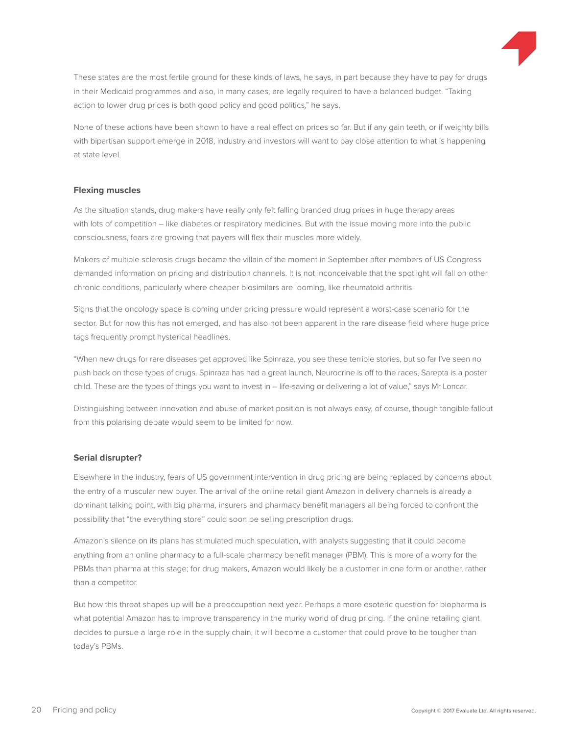These states are the most fertile ground for these kinds of laws, he says, in part because they have to pay for drugs in their Medicaid programmes and also, in many cases, are legally required to have a balanced budget. "Taking action to lower drug prices is both good policy and good politics," he says.

None of these actions have been shown to have a real effect on prices so far. But if any gain teeth, or if weighty bills with bipartisan support emerge in 2018, industry and investors will want to pay close attention to what is happening at state level.

### Flexing muscles

As the situation stands, drug makers have really only felt falling branded drug prices in huge therapy areas with lots of competition – like diabetes or respiratory medicines. But with the issue moving more into the public consciousness, fears are growing that payers will flex their muscles more widely.

Makers of multiple sclerosis drugs became the villain of the moment in September after members of US Congress demanded information on pricing and distribution channels. It is not inconceivable that the spotlight will fall on other chronic conditions, particularly where cheaper biosimilars are looming, like rheumatoid arthritis.

Signs that the oncology space is coming under pricing pressure would represent a worst-case scenario for the sector. But for now this has not emerged, and has also not been apparent in the rare disease field where huge price tags frequently prompt hysterical headlines.

"When new drugs for rare diseases get approved like Spinraza, you see these terrible stories, but so far I've seen no push back on those types of drugs. Spinraza has had a great launch, Neurocrine is off to the races, Sarepta is a poster child. These are the types of things you want to invest in – life-saving or delivering a lot of value," says Mr Loncar.

Distinguishing between innovation and abuse of market position is not always easy, of course, though tangible fallout from this polarising debate would seem to be limited for now.

### Serial disrupter?

Elsewhere in the industry, fears of US government intervention in drug pricing are being replaced by concerns about the entry of a muscular new buyer. The arrival of the online retail giant Amazon in delivery channels is already a dominant talking point, with big pharma, insurers and pharmacy benefit managers all being forced to confront the possibility that "the everything store" could soon be selling prescription drugs.

Amazon's silence on its plans has stimulated much speculation, with analysts suggesting that it could become anything from an online pharmacy to a full-scale pharmacy benefit manager (PBM). This is more of a worry for the PBMs than pharma at this stage; for drug makers, Amazon would likely be a customer in one form or another, rather than a competitor.

But how this threat shapes up will be a preoccupation next year. Perhaps a more esoteric question for biopharma is what potential Amazon has to improve transparency in the murky world of drug pricing. If the online retailing giant decides to pursue a large role in the supply chain, it will become a customer that could prove to be tougher than today's PBMs.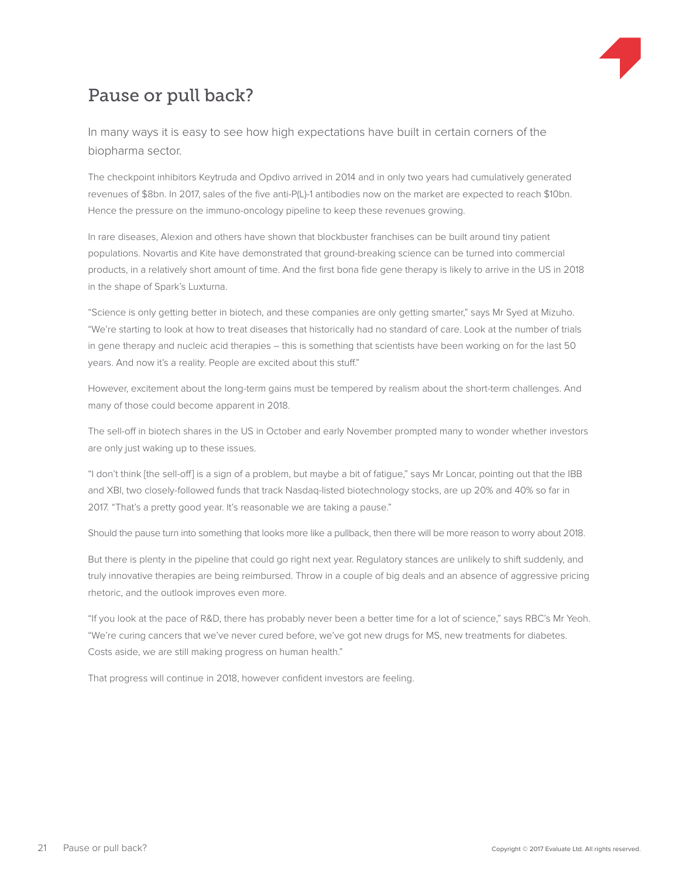# Pause or pull back?

In many ways it is easy to see how high expectations have built in certain corners of the biopharma sector.

The checkpoint inhibitors Keytruda and Opdivo arrived in 2014 and in only two years had cumulatively generated revenues of $8bn. In 2017, sales of the five anti-P(L)-1 antibodies now on the market are expected to reach $10bn. Hence the pressure on the immuno-oncology pipeline to keep these revenues growing.

In rare diseases, Alexion and others have shown that blockbuster franchises can be built around tiny patient populations. Novartis and Kite have demonstrated that ground-breaking science can be turned into commercial products, in a relatively short amount of time. And the first bona fide gene therapy is likely to arrive in the US in 2018 in the shape of Spark's Luxturna.

"Science is only getting better in biotech, and these companies are only getting smarter," says Mr Syed at Mizuho. "We're starting to look at how to treat diseases that historically had no standard of care. Look at the number of trials in gene therapy and nucleic acid therapies – this is something that scientists have been working on for the last 50 years. And now it's a reality. People are excited about this stuff."

However, excitement about the long-term gains must be tempered by realism about the short-term challenges. And many of those could become apparent in 2018.

The sell-off in biotech shares in the US in October and early November prompted many to wonder whether investors are only just waking up to these issues.

"I don't think [the sell-off] is a sign of a problem, but maybe a bit of fatigue," says Mr Loncar, pointing out that the IBB and XBI, two closely-followed funds that track Nasdaq-listed biotechnology stocks, are up 20% and 40% so far in 2017. "That's a pretty good year. It's reasonable we are taking a pause."

Should the pause turn into something that looks more like a pullback, then there will be more reason to worry about 2018.

But there is plenty in the pipeline that could go right next year. Regulatory stances are unlikely to shift suddenly, and truly innovative therapies are being reimbursed. Throw in a couple of big deals and an absence of aggressive pricing rhetoric, and the outlook improves even more.

"If you look at the pace of R&D, there has probably never been a better time for a lot of science," says RBC's Mr Yeoh. "We're curing cancers that we've never cured before, we've got new drugs for MS, new treatments for diabetes. Costs aside, we are still making progress on human health."

That progress will continue in 2018, however confident investors are feeling.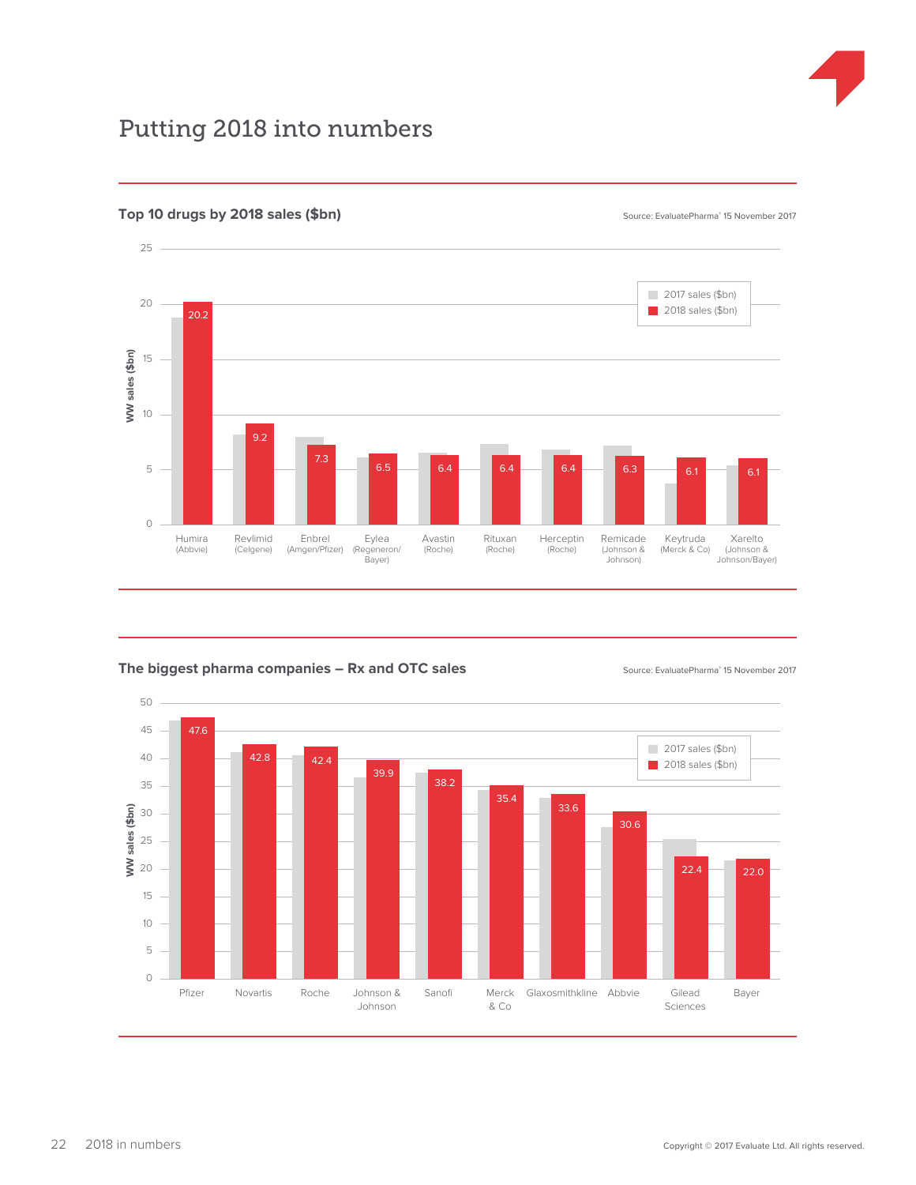# Putting 2018 into numbers

## Top 10 drugs by 2018 sales ($bn)

Source: EvaluatePharma® 15 November 2017

| Drug | 2018 sales ($bn) |
|---|---|
| Humira (Abbvie) | 20.2 |
| Revlimid (Celgene) | 9.2 |
| Enbrel (Amgen/Pfizer) | 7.3 |
| Eylea (Regeneron/Bayer) | 6.5 |
| Avastin (Roche) | 6.4 |
| Rituxan (Roche) | 6.4 |
| Herceptin (Roche) | 6.4 |
| Remicade (Johnson & Johnson) | 6.3 |
| Keytruda (Merck & Co) | 6.1 |
| Xarelto (Johnson & Johnson/Bayer) | 6.1 |

## The biggest pharma companies – Rx and OTC sales

Source: EvaluatePharma® 15 November 2017

| Company | 2018 sales ($bn) |
|---|---|
| Pfizer | 47.6 |
| Novartis | 42.8 |
| Roche | 42.4 |
| Johnson & Johnson | 39.9 |
| Sanofi | 38.2 |
| Merck & Co | 35.4 |
| Glaxosmithkline | 33.6 |
| Abbvie | 30.6 |
| Gilead Sciences | 22.4 |
| Bayer | 22.0 |

Copyright © 2017 Evaluate Ltd. All rights reserved.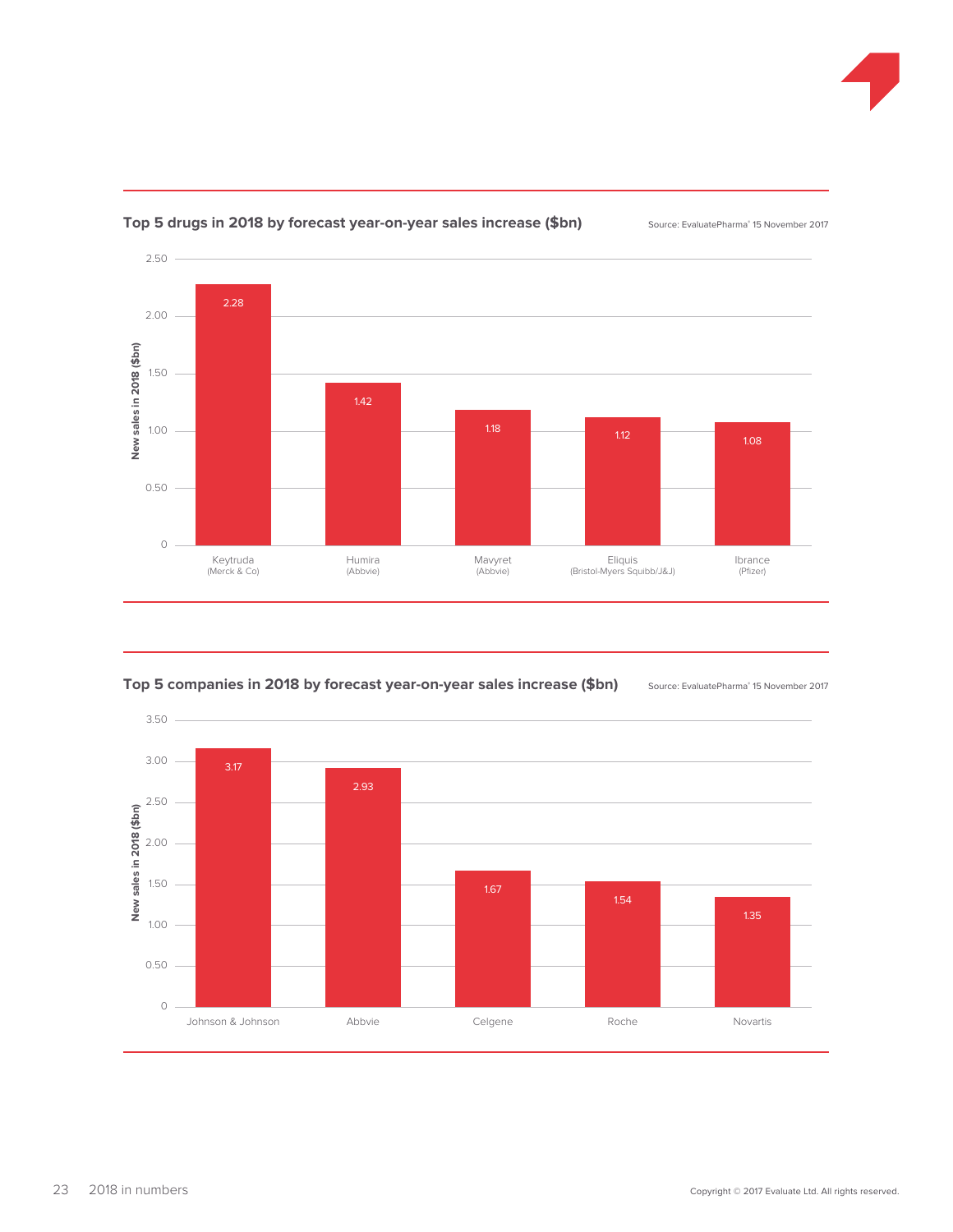## Top 5 drugs in 2018 by forecast year-on-year sales increase ($bn)

Source: EvaluatePharma® 15 November 2017

| Drug | New sales in 2018 ($bn) |
|---|---|
| Keytruda (Merck & Co) | 2.28 |
| Humira (Abbvie) | 1.42 |
| Mavyret (Abbvie) | 1.18 |
| Eliquis (Bristol-Myers Squibb/J&J) | 1.12 |
| Ibrance (Pfizer) | 1.08 |

## Top 5 companies in 2018 by forecast year-on-year sales increase ($bn)

Source: EvaluatePharma® 15 November 2017

| Company | New sales in 2018 ($bn) |
|---|---|
| Johnson & Johnson | 3.17 |
| Abbvie | 2.93 |
| Celgene | 1.67 |
| Roche | 1.54 |
| Novartis | 1.35 |

Copyright © 2017 Evaluate Ltd. All rights reserved.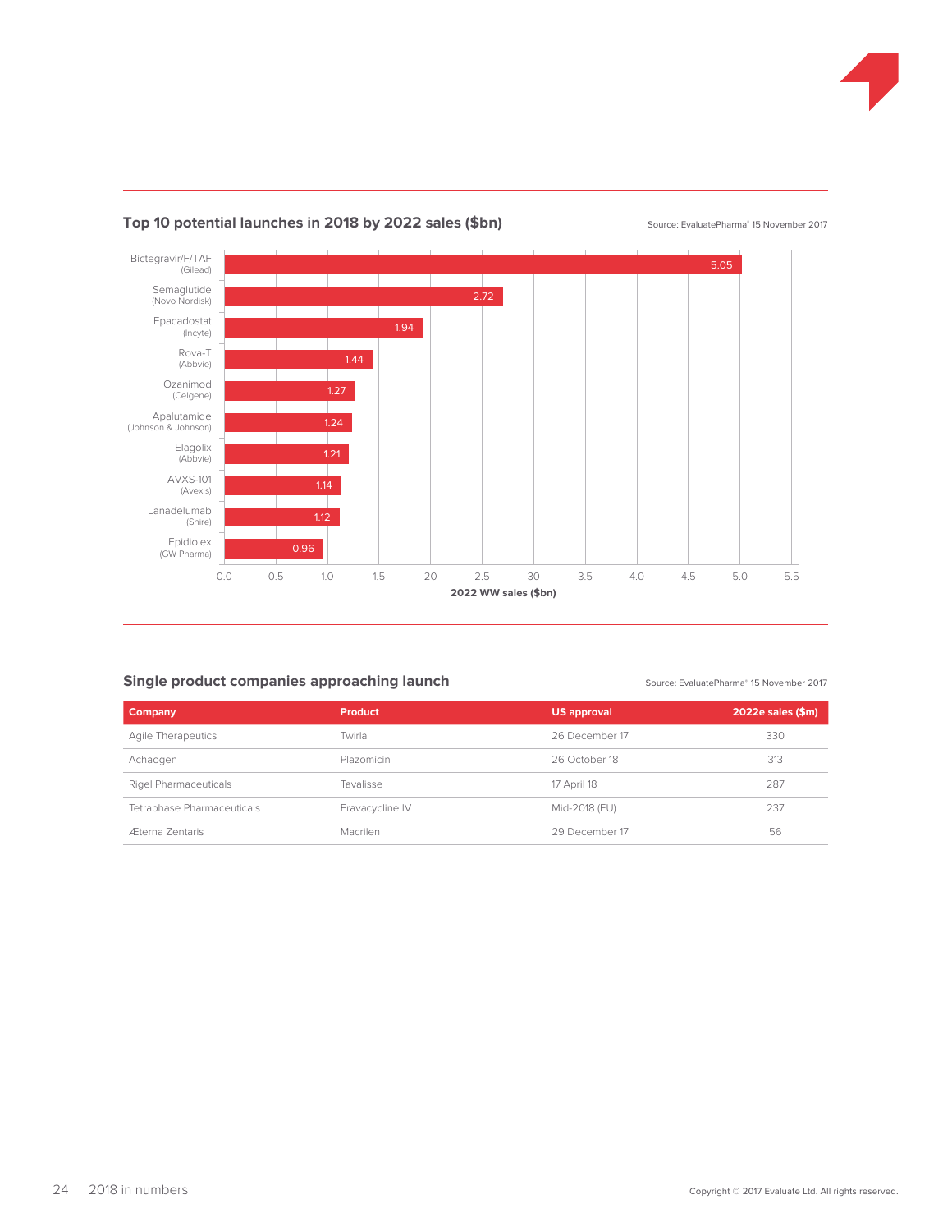## Top 10 potential launches in 2018 by 2022 sales ($bn)

Source: EvaluatePharma® 15 November 2017

| Product (Company) | 2022 WW sales ($bn) |
|---|---|
| Bictegravir/F/TAF (Gilead) | 5.05 |
| Semaglutide (Novo Nordisk) | 2.72 |
| Epacadostat (Incyte) | 1.94 |
| Rova-T (Abbvie) | 1.44 |
| Ozanimod (Celgene) | 1.27 |
| Apalutamide (Johnson & Johnson) | 1.24 |
| Elagolix (Abbvie) | 1.21 |
| AVXS-101 (Avexis) | 1.14 |
| Lanadelumab (Shire) | 1.12 |
| Epidiolex (GW Pharma) | 0.96 |

## Single product companies approaching launch

Source: EvaluatePharma® 15 November 2017

| Company | Product | US approval | 2022e sales ($m) |
|---|---|---|---|
| Agile Therapeutics | Twirla | 26 December 17 | 330 |
| Achaogen | Plazomicin | 26 October 18 | 313 |
| Rigel Pharmaceuticals | Tavalisse | 17 April 18 | 287 |
| Tetraphase Pharmaceuticals | Eravacycline IV | Mid-2018 (EU) | 237 |
| Æterna Zentaris | Macrilen | 29 December 17 | 56 |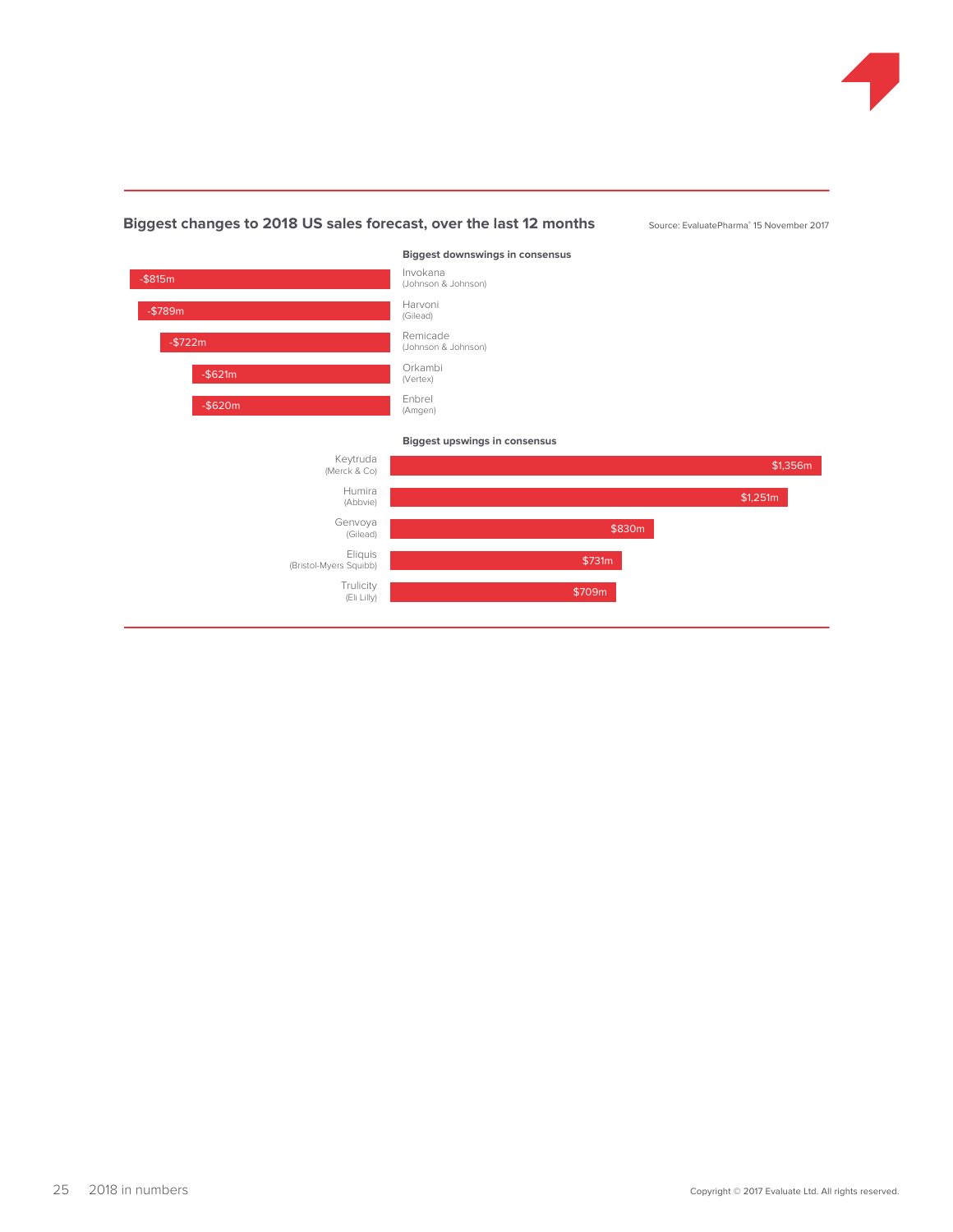## Biggest changes to 2018 US sales forecast, over the last 12 months

Source: EvaluatePharma® 15 November 2017

**Biggest downswings in consensus**

| Product | Company | Change |
|---|---|---|
| Invokana | Johnson & Johnson | -$815m |
| Harvoni | Gilead | -$789m |
| Remicade | Johnson & Johnson | -$722m |
| Orkambi | Vertex | -$621m |
| Enbrel | Amgen | -$620m |

**Biggest upswings in consensus**

| Product | Company | Change |
|---|---|---|
| Keytruda | Merck & Co | $1,356m |
| Humira | Abbvie | $1,251m |
| Genvoya | Gilead | $830m |
| Eliquis | Bristol-Myers Squibb | $731m |
| Trulicity | Eli Lilly | $709m |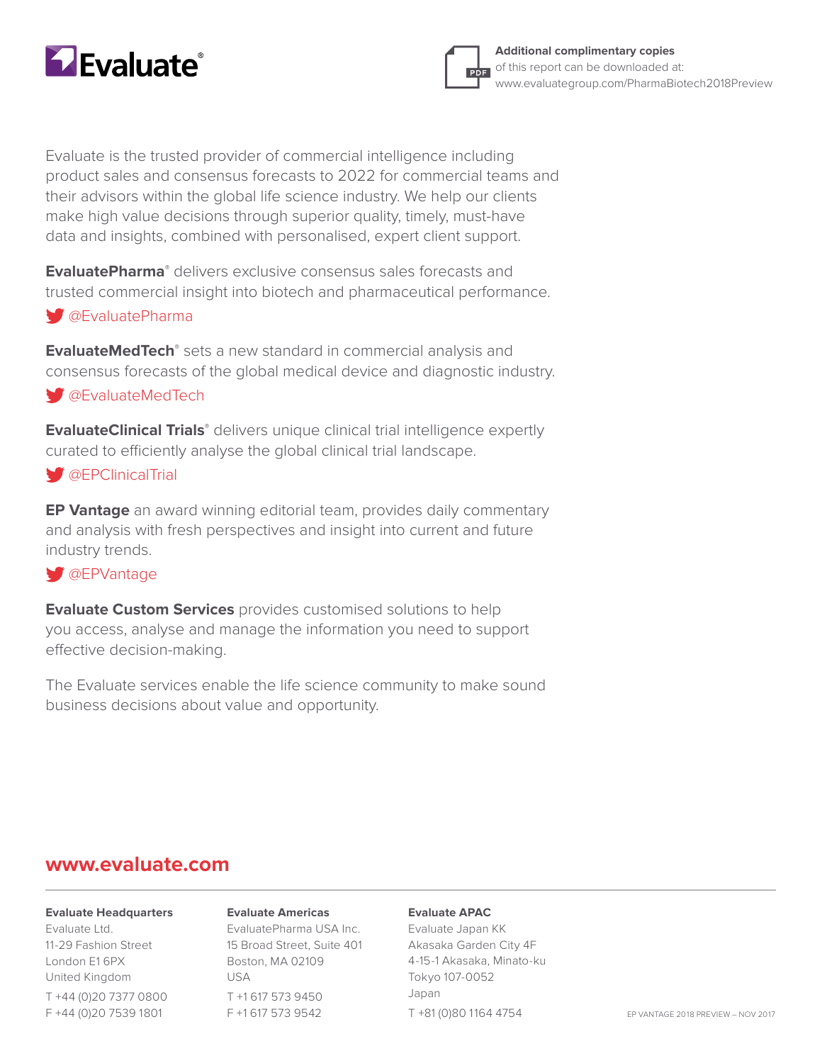Evaluate®

**Additional complimentary copies** of this report can be downloaded at: www.evaluategroup.com/PharmaBiotech2018Preview

Evaluate is the trusted provider of commercial intelligence including product sales and consensus forecasts to 2022 for commercial teams and their advisors within the global life science industry. We help our clients make high value decisions through superior quality, timely, must-have data and insights, combined with personalised, expert client support.

**EvaluatePharma**® delivers exclusive consensus sales forecasts and trusted commercial insight into biotech and pharmaceutical performance.

@EvaluatePharma

**EvaluateMedTech**® sets a new standard in commercial analysis and consensus forecasts of the global medical device and diagnostic industry.

@EvaluateMedTech

**EvaluateClinical Trials**® delivers unique clinical trial intelligence expertly curated to efficiently analyse the global clinical trial landscape.

@EPClinicalTrial

**EP Vantage** an award winning editorial team, provides daily commentary and analysis with fresh perspectives and insight into current and future industry trends.

@EPVantage

**Evaluate Custom Services** provides customised solutions to help you access, analyse and manage the information you need to support effective decision-making.

The Evaluate services enable the life science community to make sound business decisions about value and opportunity.

## www.evaluate.com

**Evaluate Headquarters**
Evaluate Ltd.
11-29 Fashion Street
London E1 6PX
United Kingdom
T +44 (0)20 7377 0800
F +44 (0)20 7539 1801

**Evaluate Americas**
EvaluatePharma USA Inc.
15 Broad Street, Suite 401
Boston, MA 02109
USA
T +1 617 573 9450
F +1 617 573 9542

**Evaluate APAC**
Evaluate Japan KK
Akasaka Garden City 4F
4-15-1 Akasaka, Minato-ku
Tokyo 107-0052
Japan
T +81 (0)80 1164 4754